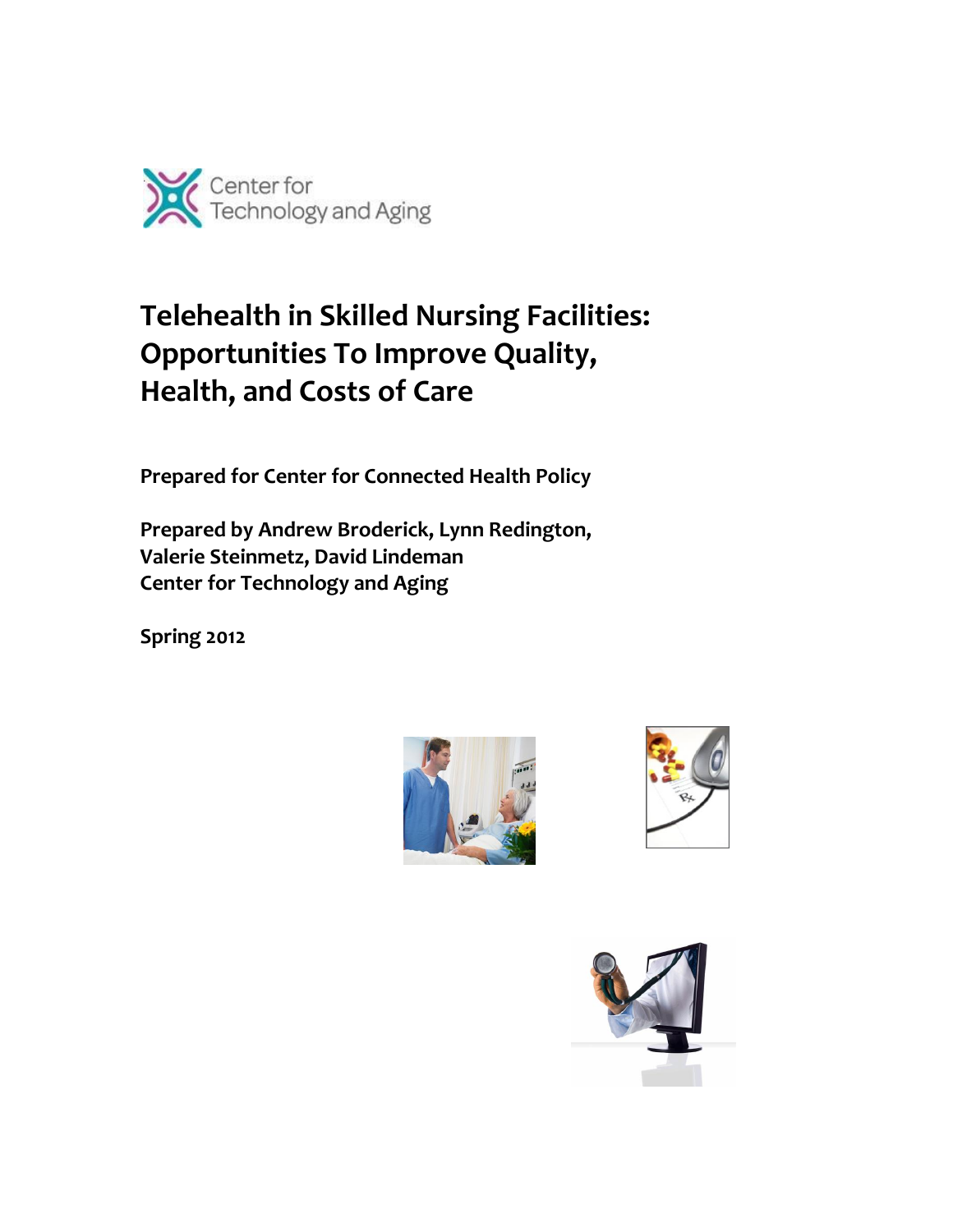Center for Technology and Aging

# Telehealth in Skilled Nursing Facilities: Opportunities To Improve Quality, Health, and Costs of Care

**Prepared for Center for Connected Health Policy**

**Prepared by Andrew Broderick, Lynn Redington, Valerie Steinmetz, David Lindeman**
**Center for Technology and Aging**

**Spring 2012**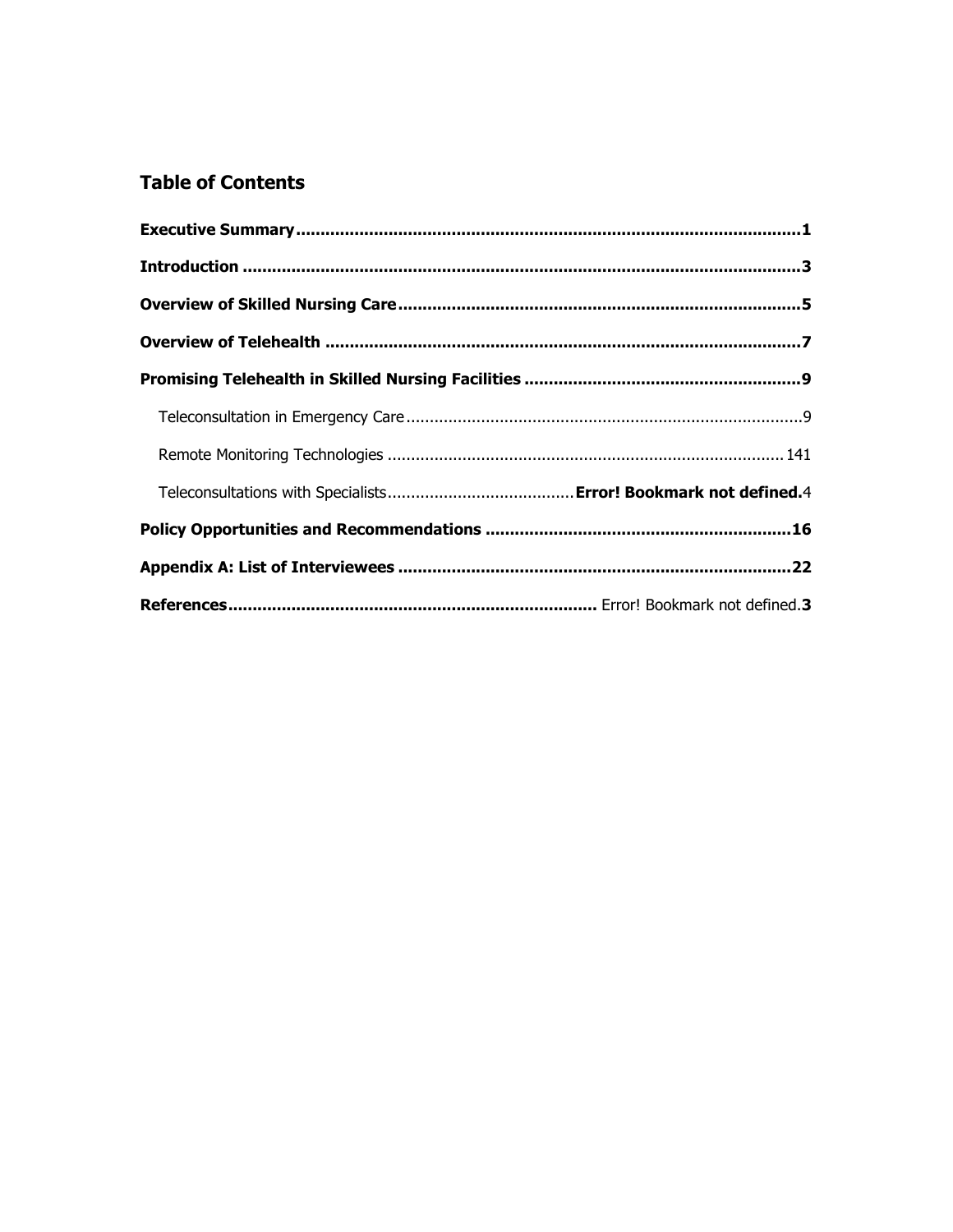## Table of Contents

**Executive Summary** ........................................................................................................ **1**

**Introduction** ........................................................................................................ **3**

**Overview of Skilled Nursing Care** ........................................................................................................ **5**

**Overview of Telehealth** ........................................................................................................ **7**

**Promising Telehealth in Skilled Nursing Facilities** ........................................................................................................ **9**

- Teleconsultation in Emergency Care ........................................................................................................ 9
- Remote Monitoring Technologies ........................................................................................................ 141
- Teleconsultations with Specialists ........................................ **Error! Bookmark not defined.**4

**Policy Opportunities and Recommendations** ........................................................................................................ **16**

**Appendix A: List of Interviewees** ........................................................................................................ **22**

**References** ........................................................................................................ Error! Bookmark not defined.**3**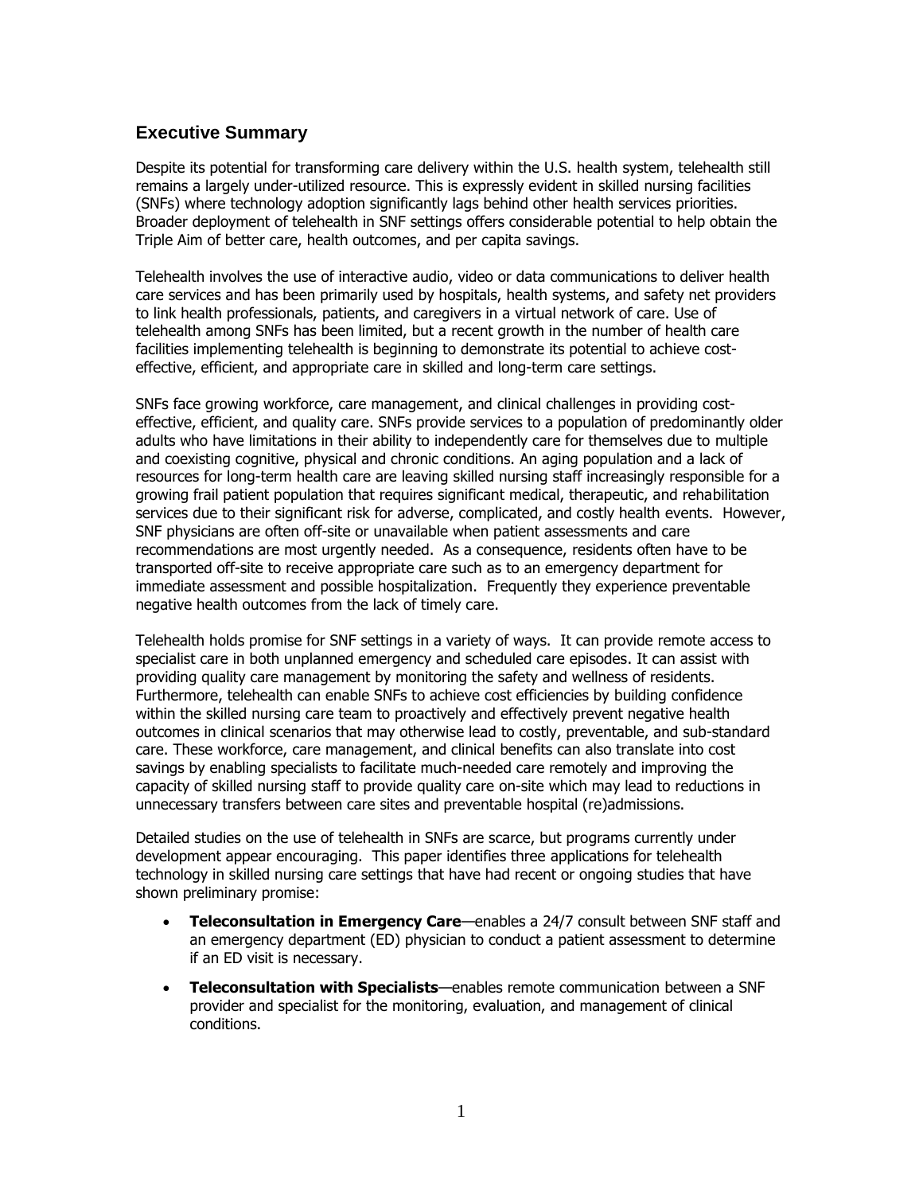## Executive Summary

Despite its potential for transforming care delivery within the U.S. health system, telehealth still remains a largely under-utilized resource. This is expressly evident in skilled nursing facilities (SNFs) where technology adoption significantly lags behind other health services priorities. Broader deployment of telehealth in SNF settings offers considerable potential to help obtain the Triple Aim of better care, health outcomes, and per capita savings.

Telehealth involves the use of interactive audio, video or data communications to deliver health care services and has been primarily used by hospitals, health systems, and safety net providers to link health professionals, patients, and caregivers in a virtual network of care. Use of telehealth among SNFs has been limited, but a recent growth in the number of health care facilities implementing telehealth is beginning to demonstrate its potential to achieve cost-effective, efficient, and appropriate care in skilled and long-term care settings.

SNFs face growing workforce, care management, and clinical challenges in providing cost-effective, efficient, and quality care. SNFs provide services to a population of predominantly older adults who have limitations in their ability to independently care for themselves due to multiple and coexisting cognitive, physical and chronic conditions. An aging population and a lack of resources for long-term health care are leaving skilled nursing staff increasingly responsible for a growing frail patient population that requires significant medical, therapeutic, and rehabilitation services due to their significant risk for adverse, complicated, and costly health events. However, SNF physicians are often off-site or unavailable when patient assessments and care recommendations are most urgently needed. As a consequence, residents often have to be transported off-site to receive appropriate care such as to an emergency department for immediate assessment and possible hospitalization. Frequently they experience preventable negative health outcomes from the lack of timely care.

Telehealth holds promise for SNF settings in a variety of ways. It can provide remote access to specialist care in both unplanned emergency and scheduled care episodes. It can assist with providing quality care management by monitoring the safety and wellness of residents. Furthermore, telehealth can enable SNFs to achieve cost efficiencies by building confidence within the skilled nursing care team to proactively and effectively prevent negative health outcomes in clinical scenarios that may otherwise lead to costly, preventable, and sub-standard care. These workforce, care management, and clinical benefits can also translate into cost savings by enabling specialists to facilitate much-needed care remotely and improving the capacity of skilled nursing staff to provide quality care on-site which may lead to reductions in unnecessary transfers between care sites and preventable hospital (re)admissions.

Detailed studies on the use of telehealth in SNFs are scarce, but programs currently under development appear encouraging. This paper identifies three applications for telehealth technology in skilled nursing care settings that have had recent or ongoing studies that have shown preliminary promise:

- **Teleconsultation in Emergency Care**—enables a 24/7 consult between SNF staff and an emergency department (ED) physician to conduct a patient assessment to determine if an ED visit is necessary.
- **Teleconsultation with Specialists**—enables remote communication between a SNF provider and specialist for the monitoring, evaluation, and management of clinical conditions.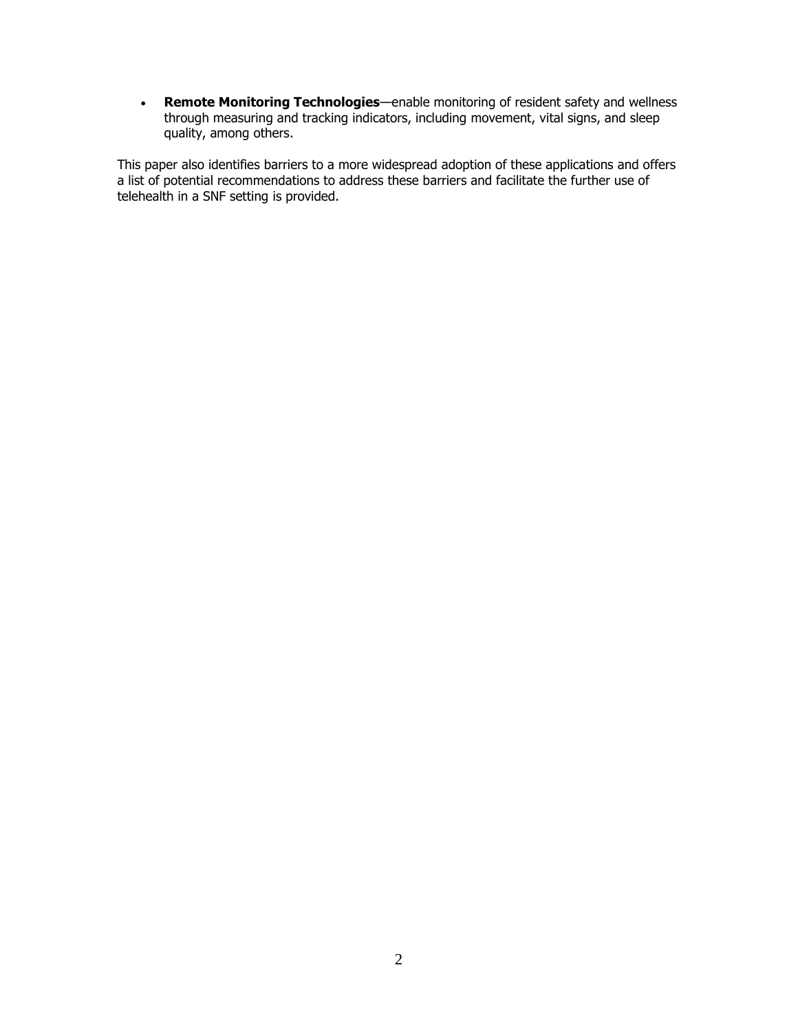- **Remote Monitoring Technologies**—enable monitoring of resident safety and wellness through measuring and tracking indicators, including movement, vital signs, and sleep quality, among others.

This paper also identifies barriers to a more widespread adoption of these applications and offers a list of potential recommendations to address these barriers and facilitate the further use of telehealth in a SNF setting is provided.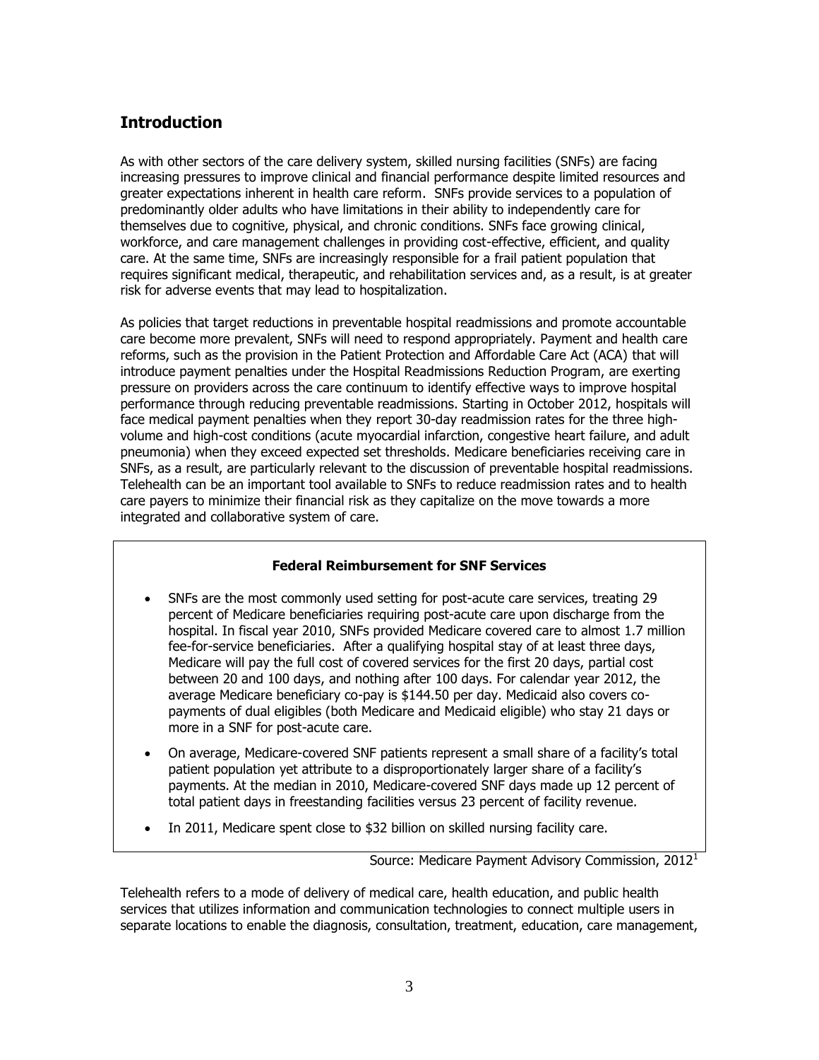## Introduction

As with other sectors of the care delivery system, skilled nursing facilities (SNFs) are facing increasing pressures to improve clinical and financial performance despite limited resources and greater expectations inherent in health care reform. SNFs provide services to a population of predominantly older adults who have limitations in their ability to independently care for themselves due to cognitive, physical, and chronic conditions. SNFs face growing clinical, workforce, and care management challenges in providing cost-effective, efficient, and quality care. At the same time, SNFs are increasingly responsible for a frail patient population that requires significant medical, therapeutic, and rehabilitation services and, as a result, is at greater risk for adverse events that may lead to hospitalization.

As policies that target reductions in preventable hospital readmissions and promote accountable care become more prevalent, SNFs will need to respond appropriately. Payment and health care reforms, such as the provision in the Patient Protection and Affordable Care Act (ACA) that will introduce payment penalties under the Hospital Readmissions Reduction Program, are exerting pressure on providers across the care continuum to identify effective ways to improve hospital performance through reducing preventable readmissions. Starting in October 2012, hospitals will face medical payment penalties when they report 30-day readmission rates for the three high-volume and high-cost conditions (acute myocardial infarction, congestive heart failure, and adult pneumonia) when they exceed expected set thresholds. Medicare beneficiaries receiving care in SNFs, as a result, are particularly relevant to the discussion of preventable hospital readmissions. Telehealth can be an important tool available to SNFs to reduce readmission rates and to health care payers to minimize their financial risk as they capitalize on the move towards a more integrated and collaborative system of care.

**Federal Reimbursement for SNF Services**

- SNFs are the most commonly used setting for post-acute care services, treating 29 percent of Medicare beneficiaries requiring post-acute care upon discharge from the hospital. In fiscal year 2010, SNFs provided Medicare covered care to almost 1.7 million fee-for-service beneficiaries. After a qualifying hospital stay of at least three days, Medicare will pay the full cost of covered services for the first 20 days, partial cost between 20 and 100 days, and nothing after 100 days. For calendar year 2012, the average Medicare beneficiary co-pay is $144.50 per day. Medicaid also covers co-payments of dual eligibles (both Medicare and Medicaid eligible) who stay 21 days or more in a SNF for post-acute care.
- On average, Medicare-covered SNF patients represent a small share of a facility's total patient population yet attribute to a disproportionately larger share of a facility's payments. At the median in 2010, Medicare-covered SNF days made up 12 percent of total patient days in freestanding facilities versus 23 percent of facility revenue.
- In 2011, Medicare spent close to $32 billion on skilled nursing facility care.

Source: Medicare Payment Advisory Commission, 2012[1]

Telehealth refers to a mode of delivery of medical care, health education, and public health services that utilizes information and communication technologies to connect multiple users in separate locations to enable the diagnosis, consultation, treatment, education, care management,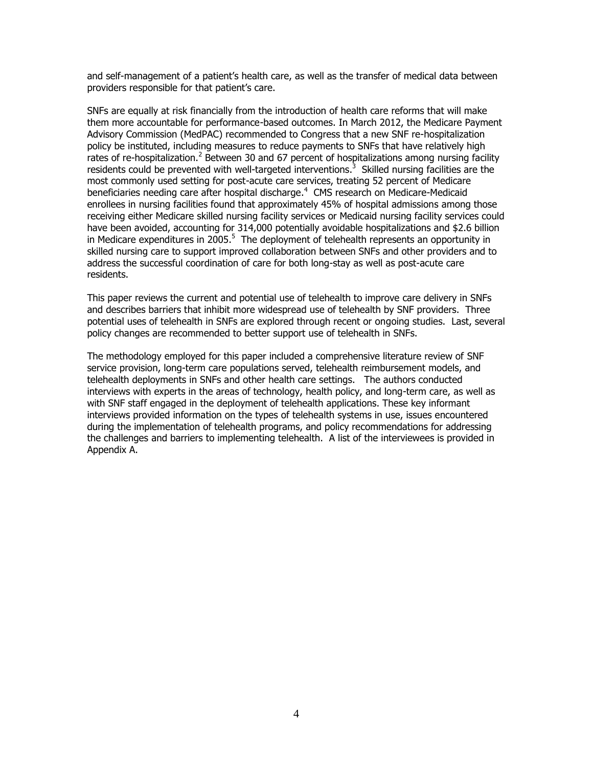and self-management of a patient's health care, as well as the transfer of medical data between providers responsible for that patient's care.

SNFs are equally at risk financially from the introduction of health care reforms that will make them more accountable for performance-based outcomes. In March 2012, the Medicare Payment Advisory Commission (MedPAC) recommended to Congress that a new SNF re-hospitalization policy be instituted, including measures to reduce payments to SNFs that have relatively high rates of re-hospitalization.[2] Between 30 and 67 percent of hospitalizations among nursing facility residents could be prevented with well-targeted interventions.[3] Skilled nursing facilities are the most commonly used setting for post-acute care services, treating 52 percent of Medicare beneficiaries needing care after hospital discharge.[4] CMS research on Medicare-Medicaid enrollees in nursing facilities found that approximately 45% of hospital admissions among those receiving either Medicare skilled nursing facility services or Medicaid nursing facility services could have been avoided, accounting for 314,000 potentially avoidable hospitalizations and $2.6 billion in Medicare expenditures in 2005.[5] The deployment of telehealth represents an opportunity in skilled nursing care to support improved collaboration between SNFs and other providers and to address the successful coordination of care for both long-stay as well as post-acute care residents.

This paper reviews the current and potential use of telehealth to improve care delivery in SNFs and describes barriers that inhibit more widespread use of telehealth by SNF providers. Three potential uses of telehealth in SNFs are explored through recent or ongoing studies. Last, several policy changes are recommended to better support use of telehealth in SNFs.

The methodology employed for this paper included a comprehensive literature review of SNF service provision, long-term care populations served, telehealth reimbursement models, and telehealth deployments in SNFs and other health care settings. The authors conducted interviews with experts in the areas of technology, health policy, and long-term care, as well as with SNF staff engaged in the deployment of telehealth applications. These key informant interviews provided information on the types of telehealth systems in use, issues encountered during the implementation of telehealth programs, and policy recommendations for addressing the challenges and barriers to implementing telehealth. A list of the interviewees is provided in Appendix A.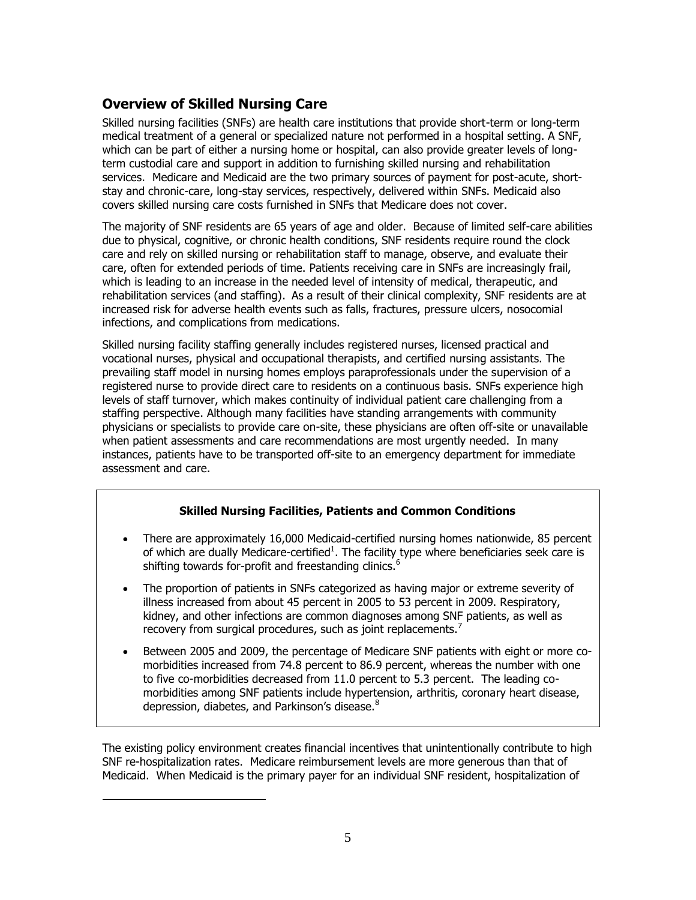## Overview of Skilled Nursing Care

Skilled nursing facilities (SNFs) are health care institutions that provide short-term or long-term medical treatment of a general or specialized nature not performed in a hospital setting. A SNF, which can be part of either a nursing home or hospital, can also provide greater levels of long-term custodial care and support in addition to furnishing skilled nursing and rehabilitation services. Medicare and Medicaid are the two primary sources of payment for post-acute, short-stay and chronic-care, long-stay services, respectively, delivered within SNFs. Medicaid also covers skilled nursing care costs furnished in SNFs that Medicare does not cover.

The majority of SNF residents are 65 years of age and older. Because of limited self-care abilities due to physical, cognitive, or chronic health conditions, SNF residents require round the clock care and rely on skilled nursing or rehabilitation staff to manage, observe, and evaluate their care, often for extended periods of time. Patients receiving care in SNFs are increasingly frail, which is leading to an increase in the needed level of intensity of medical, therapeutic, and rehabilitation services (and staffing). As a result of their clinical complexity, SNF residents are at increased risk for adverse health events such as falls, fractures, pressure ulcers, nosocomial infections, and complications from medications.

Skilled nursing facility staffing generally includes registered nurses, licensed practical and vocational nurses, physical and occupational therapists, and certified nursing assistants. The prevailing staff model in nursing homes employs paraprofessionals under the supervision of a registered nurse to provide direct care to residents on a continuous basis. SNFs experience high levels of staff turnover, which makes continuity of individual patient care challenging from a staffing perspective. Although many facilities have standing arrangements with community physicians or specialists to provide care on-site, these physicians are often off-site or unavailable when patient assessments and care recommendations are most urgently needed. In many instances, patients have to be transported off-site to an emergency department for immediate assessment and care.

**Skilled Nursing Facilities, Patients and Common Conditions**

- There are approximately 16,000 Medicaid-certified nursing homes nationwide, 85 percent of which are dually Medicare-certified[1]. The facility type where beneficiaries seek care is shifting towards for-profit and freestanding clinics.[6]
- The proportion of patients in SNFs categorized as having major or extreme severity of illness increased from about 45 percent in 2005 to 53 percent in 2009. Respiratory, kidney, and other infections are common diagnoses among SNF patients, as well as recovery from surgical procedures, such as joint replacements.[7]
- Between 2005 and 2009, the percentage of Medicare SNF patients with eight or more co-morbidities increased from 74.8 percent to 86.9 percent, whereas the number with one to five co-morbidities decreased from 11.0 percent to 5.3 percent. The leading co-morbidities among SNF patients include hypertension, arthritis, coronary heart disease, depression, diabetes, and Parkinson's disease.[8]

The existing policy environment creates financial incentives that unintentionally contribute to high SNF re-hospitalization rates. Medicare reimbursement levels are more generous than that of Medicaid. When Medicaid is the primary payer for an individual SNF resident, hospitalization of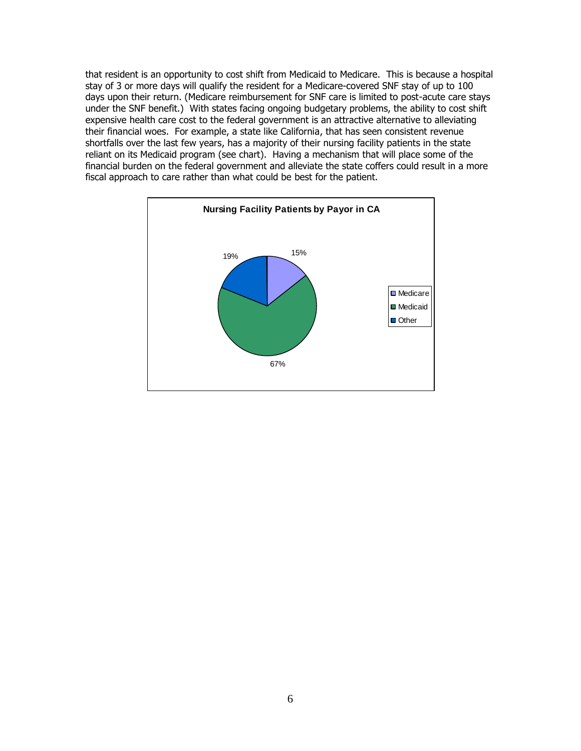that resident is an opportunity to cost shift from Medicaid to Medicare. This is because a hospital stay of 3 or more days will qualify the resident for a Medicare-covered SNF stay of up to 100 days upon their return. (Medicare reimbursement for SNF care is limited to post-acute care stays under the SNF benefit.) With states facing ongoing budgetary problems, the ability to cost shift expensive health care cost to the federal government is an attractive alternative to alleviating their financial woes. For example, a state like California, that has seen consistent revenue shortfalls over the last few years, has a majority of their nursing facility patients in the state reliant on its Medicaid program (see chart). Having a mechanism that will place some of the financial burden on the federal government and alleviate the state coffers could result in a more fiscal approach to care rather than what could be best for the patient.

**Nursing Facility Patients by Payor in CA**

| Payor | Percent |
|---|---|
| Medicare | 15% |
| Medicaid | 67% |
| Other | 19% |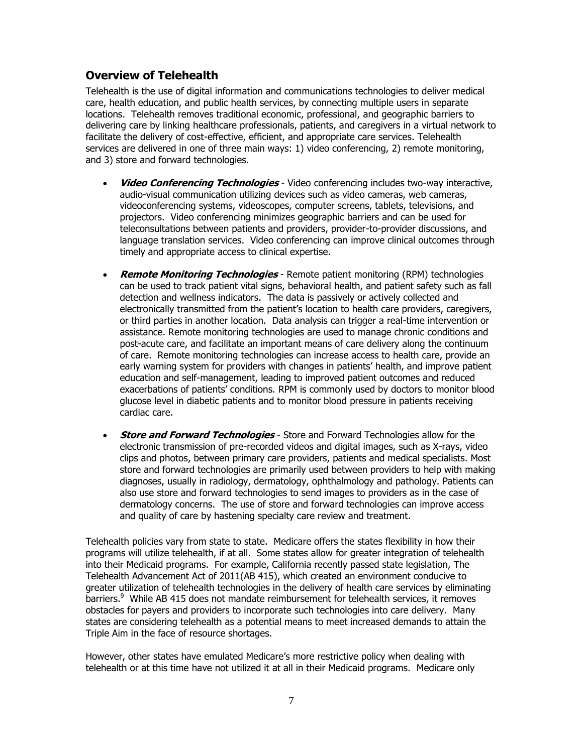## Overview of Telehealth

Telehealth is the use of digital information and communications technologies to deliver medical care, health education, and public health services, by connecting multiple users in separate locations. Telehealth removes traditional economic, professional, and geographic barriers to delivering care by linking healthcare professionals, patients, and caregivers in a virtual network to facilitate the delivery of cost-effective, efficient, and appropriate care services. Telehealth services are delivered in one of three main ways: 1) video conferencing, 2) remote monitoring, and 3) store and forward technologies.

- ***Video Conferencing Technologies*** - Video conferencing includes two-way interactive, audio-visual communication utilizing devices such as video cameras, web cameras, videoconferencing systems, videoscopes, computer screens, tablets, televisions, and projectors. Video conferencing minimizes geographic barriers and can be used for teleconsultations between patients and providers, provider-to-provider discussions, and language translation services. Video conferencing can improve clinical outcomes through timely and appropriate access to clinical expertise.

- ***Remote Monitoring Technologies*** - Remote patient monitoring (RPM) technologies can be used to track patient vital signs, behavioral health, and patient safety such as fall detection and wellness indicators. The data is passively or actively collected and electronically transmitted from the patient's location to health care providers, caregivers, or third parties in another location. Data analysis can trigger a real-time intervention or assistance. Remote monitoring technologies are used to manage chronic conditions and post-acute care, and facilitate an important means of care delivery along the continuum of care. Remote monitoring technologies can increase access to health care, provide an early warning system for providers with changes in patients' health, and improve patient education and self-management, leading to improved patient outcomes and reduced exacerbations of patients' conditions. RPM is commonly used by doctors to monitor blood glucose level in diabetic patients and to monitor blood pressure in patients receiving cardiac care.

- ***Store and Forward Technologies*** - Store and Forward Technologies allow for the electronic transmission of pre-recorded videos and digital images, such as X-rays, video clips and photos, between primary care providers, patients and medical specialists. Most store and forward technologies are primarily used between providers to help with making diagnoses, usually in radiology, dermatology, ophthalmology and pathology. Patients can also use store and forward technologies to send images to providers as in the case of dermatology concerns. The use of store and forward technologies can improve access and quality of care by hastening specialty care review and treatment.

Telehealth policies vary from state to state. Medicare offers the states flexibility in how their programs will utilize telehealth, if at all. Some states allow for greater integration of telehealth into their Medicaid programs. For example, California recently passed state legislation, The Telehealth Advancement Act of 2011(AB 415), which created an environment conducive to greater utilization of telehealth technologies in the delivery of health care services by eliminating barriers.[9] While AB 415 does not mandate reimbursement for telehealth services, it removes obstacles for payers and providers to incorporate such technologies into care delivery. Many states are considering telehealth as a potential means to meet increased demands to attain the Triple Aim in the face of resource shortages.

However, other states have emulated Medicare's more restrictive policy when dealing with telehealth or at this time have not utilized it at all in their Medicaid programs. Medicare only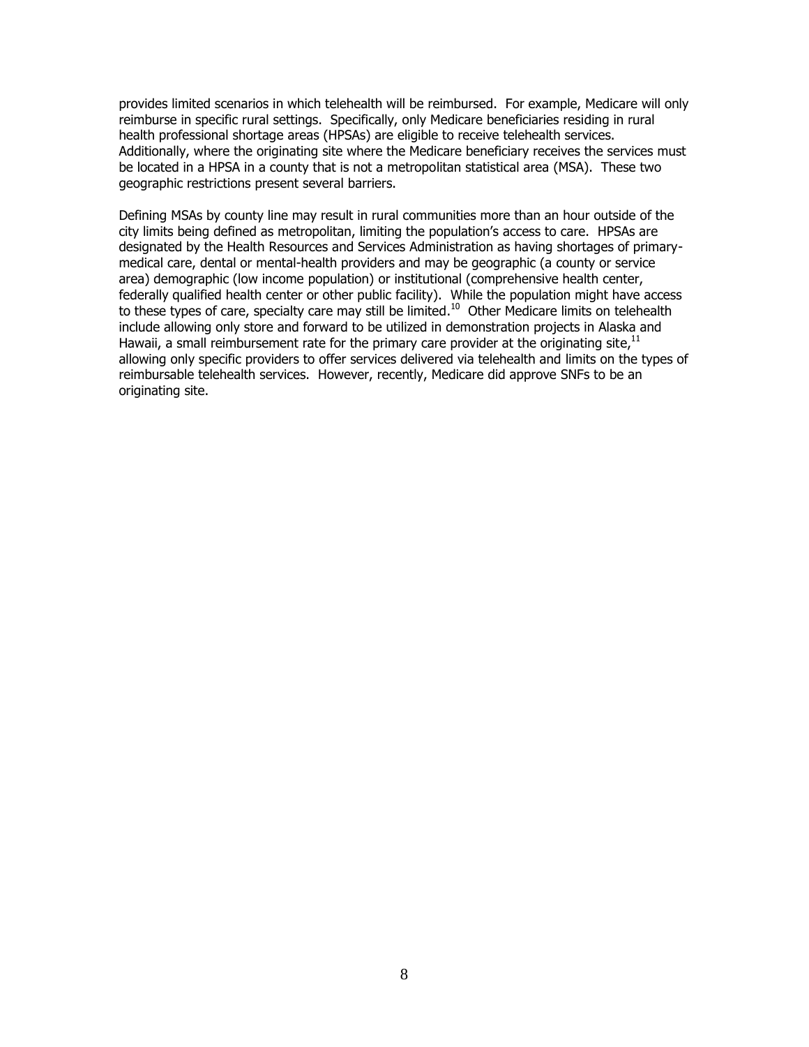provides limited scenarios in which telehealth will be reimbursed. For example, Medicare will only reimburse in specific rural settings. Specifically, only Medicare beneficiaries residing in rural health professional shortage areas (HPSAs) are eligible to receive telehealth services. Additionally, where the originating site where the Medicare beneficiary receives the services must be located in a HPSA in a county that is not a metropolitan statistical area (MSA). These two geographic restrictions present several barriers.

Defining MSAs by county line may result in rural communities more than an hour outside of the city limits being defined as metropolitan, limiting the population's access to care. HPSAs are designated by the Health Resources and Services Administration as having shortages of primary-medical care, dental or mental-health providers and may be geographic (a county or service area) demographic (low income population) or institutional (comprehensive health center, federally qualified health center or other public facility). While the population might have access to these types of care, specialty care may still be limited.[10] Other Medicare limits on telehealth include allowing only store and forward to be utilized in demonstration projects in Alaska and Hawaii, a small reimbursement rate for the primary care provider at the originating site,[11] allowing only specific providers to offer services delivered via telehealth and limits on the types of reimbursable telehealth services. However, recently, Medicare did approve SNFs to be an originating site.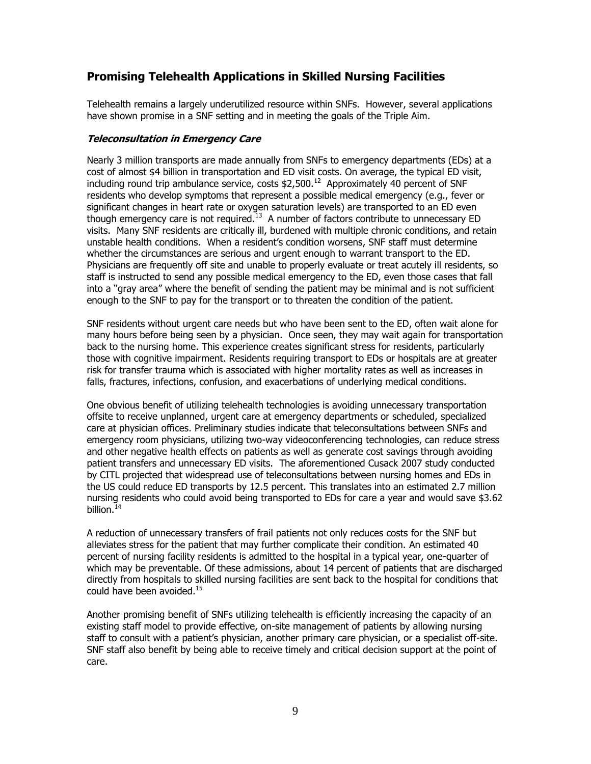## Promising Telehealth Applications in Skilled Nursing Facilities

Telehealth remains a largely underutilized resource within SNFs. However, several applications have shown promise in a SNF setting and in meeting the goals of the Triple Aim.

### *Teleconsultation in Emergency Care*

Nearly 3 million transports are made annually from SNFs to emergency departments (EDs) at a cost of almost $4 billion in transportation and ED visit costs. On average, the typical ED visit, including round trip ambulance service, costs $2,500.[12] Approximately 40 percent of SNF residents who develop symptoms that represent a possible medical emergency (e.g., fever or significant changes in heart rate or oxygen saturation levels) are transported to an ED even though emergency care is not required.[13] A number of factors contribute to unnecessary ED visits. Many SNF residents are critically ill, burdened with multiple chronic conditions, and retain unstable health conditions. When a resident's condition worsens, SNF staff must determine whether the circumstances are serious and urgent enough to warrant transport to the ED. Physicians are frequently off site and unable to properly evaluate or treat acutely ill residents, so staff is instructed to send any possible medical emergency to the ED, even those cases that fall into a "gray area" where the benefit of sending the patient may be minimal and is not sufficient enough to the SNF to pay for the transport or to threaten the condition of the patient.

SNF residents without urgent care needs but who have been sent to the ED, often wait alone for many hours before being seen by a physician. Once seen, they may wait again for transportation back to the nursing home. This experience creates significant stress for residents, particularly those with cognitive impairment. Residents requiring transport to EDs or hospitals are at greater risk for transfer trauma which is associated with higher mortality rates as well as increases in falls, fractures, infections, confusion, and exacerbations of underlying medical conditions.

One obvious benefit of utilizing telehealth technologies is avoiding unnecessary transportation offsite to receive unplanned, urgent care at emergency departments or scheduled, specialized care at physician offices. Preliminary studies indicate that teleconsultations between SNFs and emergency room physicians, utilizing two-way videoconferencing technologies, can reduce stress and other negative health effects on patients as well as generate cost savings through avoiding patient transfers and unnecessary ED visits. The aforementioned Cusack 2007 study conducted by CITL projected that widespread use of teleconsultations between nursing homes and EDs in the US could reduce ED transports by 12.5 percent. This translates into an estimated 2.7 million nursing residents who could avoid being transported to EDs for care a year and would save $3.62 billion.[14]

A reduction of unnecessary transfers of frail patients not only reduces costs for the SNF but alleviates stress for the patient that may further complicate their condition. An estimated 40 percent of nursing facility residents is admitted to the hospital in a typical year, one-quarter of which may be preventable. Of these admissions, about 14 percent of patients that are discharged directly from hospitals to skilled nursing facilities are sent back to the hospital for conditions that could have been avoided.[15]

Another promising benefit of SNFs utilizing telehealth is efficiently increasing the capacity of an existing staff model to provide effective, on-site management of patients by allowing nursing staff to consult with a patient's physician, another primary care physician, or a specialist off-site. SNF staff also benefit by being able to receive timely and critical decision support at the point of care.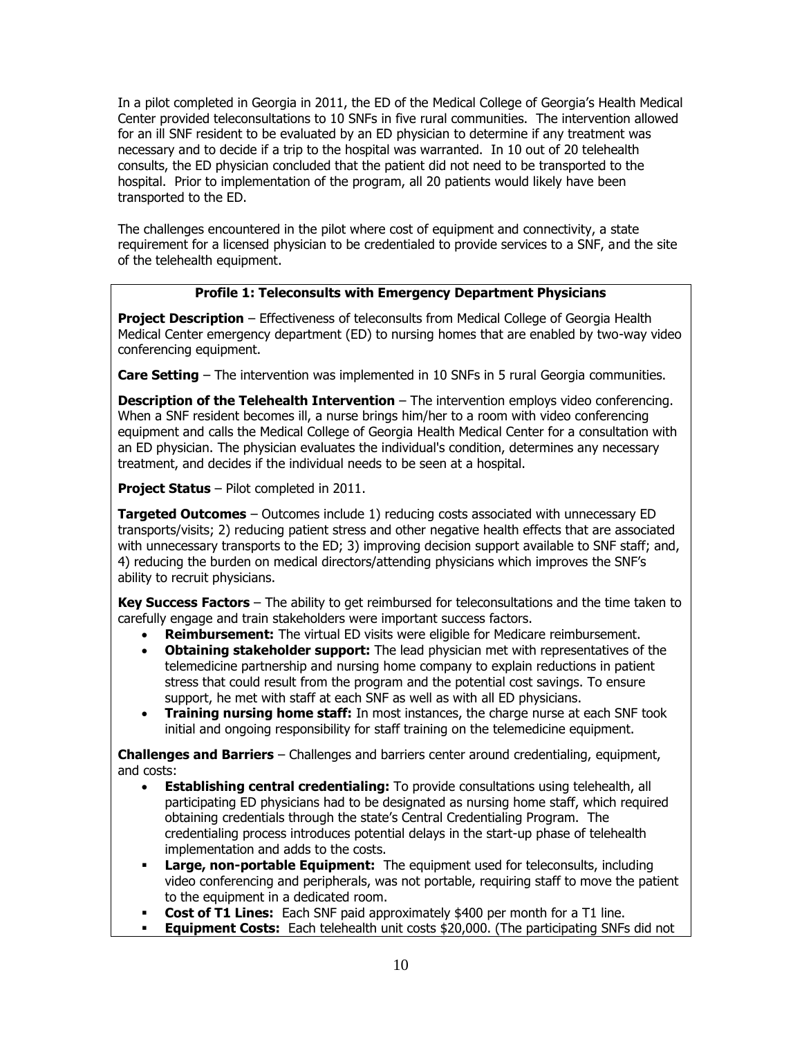In a pilot completed in Georgia in 2011, the ED of the Medical College of Georgia's Health Medical Center provided teleconsultations to 10 SNFs in five rural communities. The intervention allowed for an ill SNF resident to be evaluated by an ED physician to determine if any treatment was necessary and to decide if a trip to the hospital was warranted. In 10 out of 20 telehealth consults, the ED physician concluded that the patient did not need to be transported to the hospital. Prior to implementation of the program, all 20 patients would likely have been transported to the ED.

The challenges encountered in the pilot where cost of equipment and connectivity, a state requirement for a licensed physician to be credentialed to provide services to a SNF, and the site of the telehealth equipment.

**Profile 1: Teleconsults with Emergency Department Physicians**

**Project Description** – Effectiveness of teleconsults from Medical College of Georgia Health Medical Center emergency department (ED) to nursing homes that are enabled by two-way video conferencing equipment.

**Care Setting** – The intervention was implemented in 10 SNFs in 5 rural Georgia communities.

**Description of the Telehealth Intervention** – The intervention employs video conferencing. When a SNF resident becomes ill, a nurse brings him/her to a room with video conferencing equipment and calls the Medical College of Georgia Health Medical Center for a consultation with an ED physician. The physician evaluates the individual's condition, determines any necessary treatment, and decides if the individual needs to be seen at a hospital.

**Project Status** – Pilot completed in 2011.

**Targeted Outcomes** – Outcomes include 1) reducing costs associated with unnecessary ED transports/visits; 2) reducing patient stress and other negative health effects that are associated with unnecessary transports to the ED; 3) improving decision support available to SNF staff; and, 4) reducing the burden on medical directors/attending physicians which improves the SNF's ability to recruit physicians.

**Key Success Factors** – The ability to get reimbursed for teleconsultations and the time taken to carefully engage and train stakeholders were important success factors.

- **Reimbursement:** The virtual ED visits were eligible for Medicare reimbursement.
- **Obtaining stakeholder support:** The lead physician met with representatives of the telemedicine partnership and nursing home company to explain reductions in patient stress that could result from the program and the potential cost savings. To ensure support, he met with staff at each SNF as well as with all ED physicians.
- **Training nursing home staff:** In most instances, the charge nurse at each SNF took initial and ongoing responsibility for staff training on the telemedicine equipment.

**Challenges and Barriers** – Challenges and barriers center around credentialing, equipment, and costs:

- **Establishing central credentialing:** To provide consultations using telehealth, all participating ED physicians had to be designated as nursing home staff, which required obtaining credentials through the state's Central Credentialing Program. The credentialing process introduces potential delays in the start-up phase of telehealth implementation and adds to the costs.
- **Large, non-portable Equipment:** The equipment used for teleconsults, including video conferencing and peripherals, was not portable, requiring staff to move the patient to the equipment in a dedicated room.
- **Cost of T1 Lines:** Each SNF paid approximately $400 per month for a T1 line.
- **Equipment Costs:** Each telehealth unit costs $20,000. (The participating SNFs did not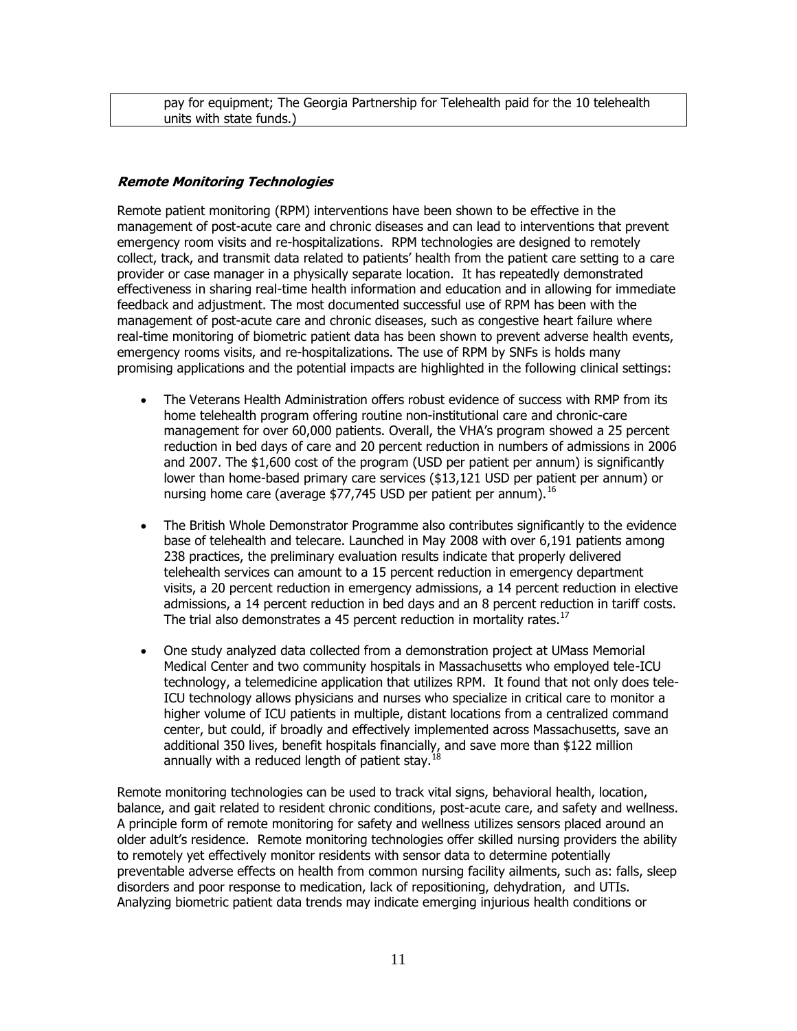pay for equipment; The Georgia Partnership for Telehealth paid for the 10 telehealth units with state funds.)

***Remote Monitoring Technologies***

Remote patient monitoring (RPM) interventions have been shown to be effective in the management of post-acute care and chronic diseases and can lead to interventions that prevent emergency room visits and re-hospitalizations. RPM technologies are designed to remotely collect, track, and transmit data related to patients' health from the patient care setting to a care provider or case manager in a physically separate location. It has repeatedly demonstrated effectiveness in sharing real-time health information and education and in allowing for immediate feedback and adjustment. The most documented successful use of RPM has been with the management of post-acute care and chronic diseases, such as congestive heart failure where real-time monitoring of biometric patient data has been shown to prevent adverse health events, emergency rooms visits, and re-hospitalizations. The use of RPM by SNFs is holds many promising applications and the potential impacts are highlighted in the following clinical settings:

- The Veterans Health Administration offers robust evidence of success with RMP from its home telehealth program offering routine non-institutional care and chronic-care management for over 60,000 patients. Overall, the VHA's program showed a 25 percent reduction in bed days of care and 20 percent reduction in numbers of admissions in 2006 and 2007. The $1,600 cost of the program (USD per patient per annum) is significantly lower than home-based primary care services ($13,121 USD per patient per annum) or nursing home care (average $77,745 USD per patient per annum).[16]

- The British Whole Demonstrator Programme also contributes significantly to the evidence base of telehealth and telecare. Launched in May 2008 with over 6,191 patients among 238 practices, the preliminary evaluation results indicate that properly delivered telehealth services can amount to a 15 percent reduction in emergency department visits, a 20 percent reduction in emergency admissions, a 14 percent reduction in elective admissions, a 14 percent reduction in bed days and an 8 percent reduction in tariff costs. The trial also demonstrates a 45 percent reduction in mortality rates.[17]

- One study analyzed data collected from a demonstration project at UMass Memorial Medical Center and two community hospitals in Massachusetts who employed tele-ICU technology, a telemedicine application that utilizes RPM. It found that not only does tele-ICU technology allows physicians and nurses who specialize in critical care to monitor a higher volume of ICU patients in multiple, distant locations from a centralized command center, but could, if broadly and effectively implemented across Massachusetts, save an additional 350 lives, benefit hospitals financially, and save more than $122 million annually with a reduced length of patient stay.[18]

Remote monitoring technologies can be used to track vital signs, behavioral health, location, balance, and gait related to resident chronic conditions, post-acute care, and safety and wellness. A principle form of remote monitoring for safety and wellness utilizes sensors placed around an older adult's residence. Remote monitoring technologies offer skilled nursing providers the ability to remotely yet effectively monitor residents with sensor data to determine potentially preventable adverse effects on health from common nursing facility ailments, such as: falls, sleep disorders and poor response to medication, lack of repositioning, dehydration, and UTIs. Analyzing biometric patient data trends may indicate emerging injurious health conditions or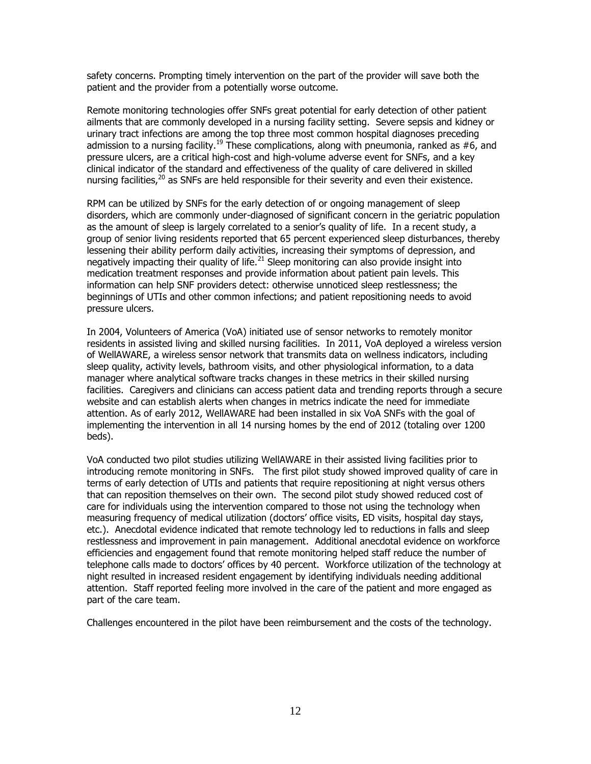safety concerns. Prompting timely intervention on the part of the provider will save both the patient and the provider from a potentially worse outcome.

Remote monitoring technologies offer SNFs great potential for early detection of other patient ailments that are commonly developed in a nursing facility setting. Severe sepsis and kidney or urinary tract infections are among the top three most common hospital diagnoses preceding admission to a nursing facility.[19] These complications, along with pneumonia, ranked as #6, and pressure ulcers, are a critical high-cost and high-volume adverse event for SNFs, and a key clinical indicator of the standard and effectiveness of the quality of care delivered in skilled nursing facilities,[20] as SNFs are held responsible for their severity and even their existence.

RPM can be utilized by SNFs for the early detection of or ongoing management of sleep disorders, which are commonly under-diagnosed of significant concern in the geriatric population as the amount of sleep is largely correlated to a senior's quality of life. In a recent study, a group of senior living residents reported that 65 percent experienced sleep disturbances, thereby lessening their ability perform daily activities, increasing their symptoms of depression, and negatively impacting their quality of life.[21] Sleep monitoring can also provide insight into medication treatment responses and provide information about patient pain levels. This information can help SNF providers detect: otherwise unnoticed sleep restlessness; the beginnings of UTIs and other common infections; and patient repositioning needs to avoid pressure ulcers.

In 2004, Volunteers of America (VoA) initiated use of sensor networks to remotely monitor residents in assisted living and skilled nursing facilities. In 2011, VoA deployed a wireless version of WellAWARE, a wireless sensor network that transmits data on wellness indicators, including sleep quality, activity levels, bathroom visits, and other physiological information, to a data manager where analytical software tracks changes in these metrics in their skilled nursing facilities. Caregivers and clinicians can access patient data and trending reports through a secure website and can establish alerts when changes in metrics indicate the need for immediate attention. As of early 2012, WellAWARE had been installed in six VoA SNFs with the goal of implementing the intervention in all 14 nursing homes by the end of 2012 (totaling over 1200 beds).

VoA conducted two pilot studies utilizing WellAWARE in their assisted living facilities prior to introducing remote monitoring in SNFs. The first pilot study showed improved quality of care in terms of early detection of UTIs and patients that require repositioning at night versus others that can reposition themselves on their own. The second pilot study showed reduced cost of care for individuals using the intervention compared to those not using the technology when measuring frequency of medical utilization (doctors' office visits, ED visits, hospital day stays, etc.). Anecdotal evidence indicated that remote technology led to reductions in falls and sleep restlessness and improvement in pain management. Additional anecdotal evidence on workforce efficiencies and engagement found that remote monitoring helped staff reduce the number of telephone calls made to doctors' offices by 40 percent. Workforce utilization of the technology at night resulted in increased resident engagement by identifying individuals needing additional attention. Staff reported feeling more involved in the care of the patient and more engaged as part of the care team.

Challenges encountered in the pilot have been reimbursement and the costs of the technology.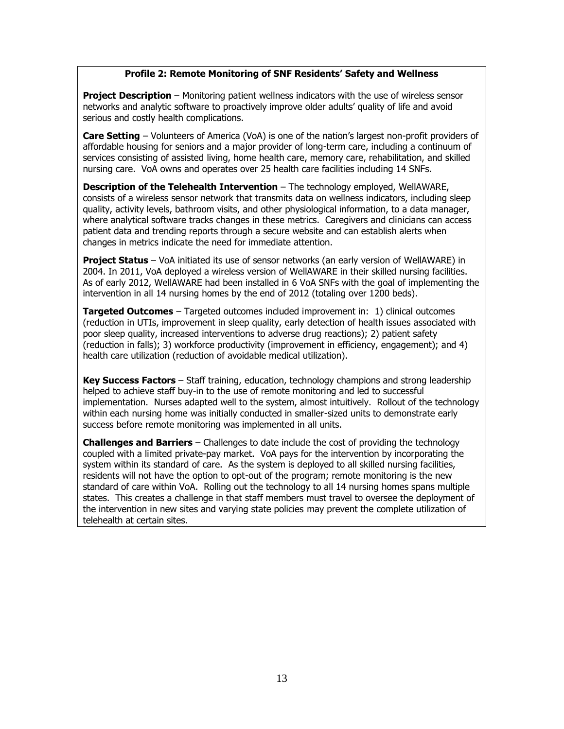**Profile 2: Remote Monitoring of SNF Residents' Safety and Wellness**

**Project Description** – Monitoring patient wellness indicators with the use of wireless sensor networks and analytic software to proactively improve older adults' quality of life and avoid serious and costly health complications.

**Care Setting** – Volunteers of America (VoA) is one of the nation's largest non-profit providers of affordable housing for seniors and a major provider of long-term care, including a continuum of services consisting of assisted living, home health care, memory care, rehabilitation, and skilled nursing care. VoA owns and operates over 25 health care facilities including 14 SNFs.

**Description of the Telehealth Intervention** – The technology employed, WellAWARE, consists of a wireless sensor network that transmits data on wellness indicators, including sleep quality, activity levels, bathroom visits, and other physiological information, to a data manager, where analytical software tracks changes in these metrics. Caregivers and clinicians can access patient data and trending reports through a secure website and can establish alerts when changes in metrics indicate the need for immediate attention.

**Project Status** – VoA initiated its use of sensor networks (an early version of WellAWARE) in 2004. In 2011, VoA deployed a wireless version of WellAWARE in their skilled nursing facilities. As of early 2012, WellAWARE had been installed in 6 VoA SNFs with the goal of implementing the intervention in all 14 nursing homes by the end of 2012 (totaling over 1200 beds).

**Targeted Outcomes** – Targeted outcomes included improvement in: 1) clinical outcomes (reduction in UTIs, improvement in sleep quality, early detection of health issues associated with poor sleep quality, increased interventions to adverse drug reactions); 2) patient safety (reduction in falls); 3) workforce productivity (improvement in efficiency, engagement); and 4) health care utilization (reduction of avoidable medical utilization).

**Key Success Factors** – Staff training, education, technology champions and strong leadership helped to achieve staff buy-in to the use of remote monitoring and led to successful implementation. Nurses adapted well to the system, almost intuitively. Rollout of the technology within each nursing home was initially conducted in smaller-sized units to demonstrate early success before remote monitoring was implemented in all units.

**Challenges and Barriers** – Challenges to date include the cost of providing the technology coupled with a limited private-pay market. VoA pays for the intervention by incorporating the system within its standard of care. As the system is deployed to all skilled nursing facilities, residents will not have the option to opt-out of the program; remote monitoring is the new standard of care within VoA. Rolling out the technology to all 14 nursing homes spans multiple states. This creates a challenge in that staff members must travel to oversee the deployment of the intervention in new sites and varying state policies may prevent the complete utilization of telehealth at certain sites.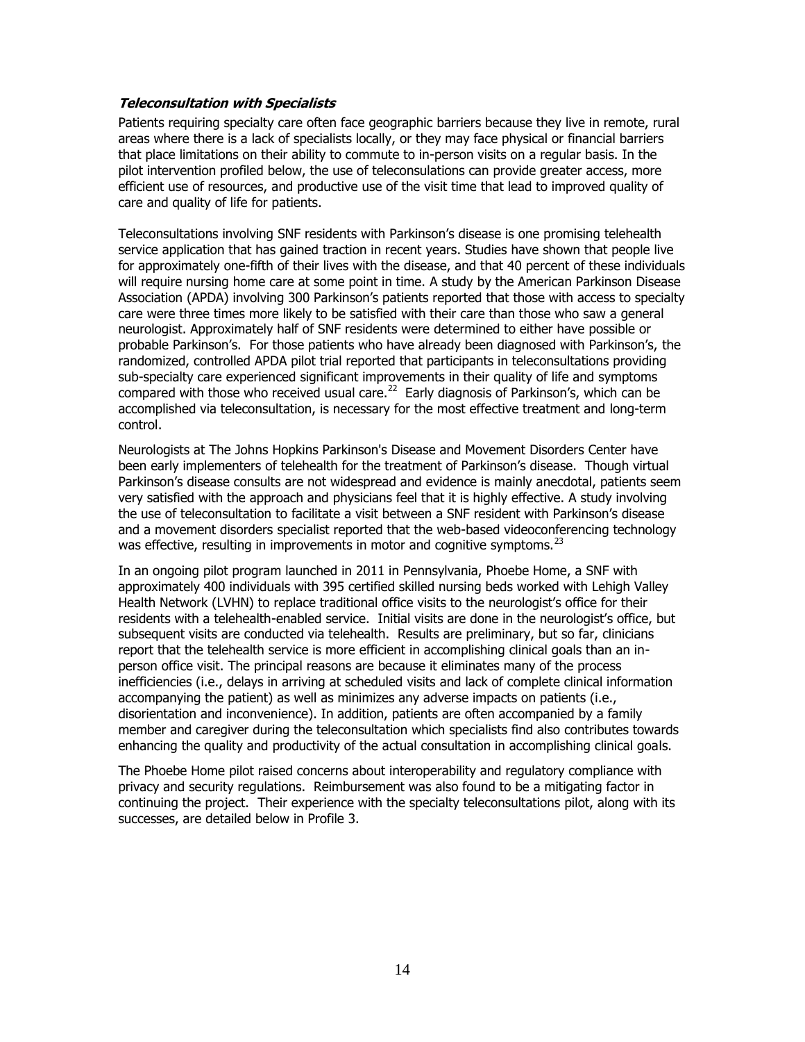***Teleconsultation with Specialists***

Patients requiring specialty care often face geographic barriers because they live in remote, rural areas where there is a lack of specialists locally, or they may face physical or financial barriers that place limitations on their ability to commute to in-person visits on a regular basis. In the pilot intervention profiled below, the use of teleconsulations can provide greater access, more efficient use of resources, and productive use of the visit time that lead to improved quality of care and quality of life for patients.

Teleconsultations involving SNF residents with Parkinson's disease is one promising telehealth service application that has gained traction in recent years. Studies have shown that people live for approximately one-fifth of their lives with the disease, and that 40 percent of these individuals will require nursing home care at some point in time. A study by the American Parkinson Disease Association (APDA) involving 300 Parkinson's patients reported that those with access to specialty care were three times more likely to be satisfied with their care than those who saw a general neurologist. Approximately half of SNF residents were determined to either have possible or probable Parkinson's. For those patients who have already been diagnosed with Parkinson's, the randomized, controlled APDA pilot trial reported that participants in teleconsultations providing sub-specialty care experienced significant improvements in their quality of life and symptoms compared with those who received usual care.[22] Early diagnosis of Parkinson's, which can be accomplished via teleconsultation, is necessary for the most effective treatment and long-term control.

Neurologists at The Johns Hopkins Parkinson's Disease and Movement Disorders Center have been early implementers of telehealth for the treatment of Parkinson's disease. Though virtual Parkinson's disease consults are not widespread and evidence is mainly anecdotal, patients seem very satisfied with the approach and physicians feel that it is highly effective. A study involving the use of teleconsultation to facilitate a visit between a SNF resident with Parkinson's disease and a movement disorders specialist reported that the web-based videoconferencing technology was effective, resulting in improvements in motor and cognitive symptoms.[23]

In an ongoing pilot program launched in 2011 in Pennsylvania, Phoebe Home, a SNF with approximately 400 individuals with 395 certified skilled nursing beds worked with Lehigh Valley Health Network (LVHN) to replace traditional office visits to the neurologist's office for their residents with a telehealth-enabled service. Initial visits are done in the neurologist's office, but subsequent visits are conducted via telehealth. Results are preliminary, but so far, clinicians report that the telehealth service is more efficient in accomplishing clinical goals than an in-person office visit. The principal reasons are because it eliminates many of the process inefficiencies (i.e., delays in arriving at scheduled visits and lack of complete clinical information accompanying the patient) as well as minimizes any adverse impacts on patients (i.e., disorientation and inconvenience). In addition, patients are often accompanied by a family member and caregiver during the teleconsultation which specialists find also contributes towards enhancing the quality and productivity of the actual consultation in accomplishing clinical goals.

The Phoebe Home pilot raised concerns about interoperability and regulatory compliance with privacy and security regulations. Reimbursement was also found to be a mitigating factor in continuing the project. Their experience with the specialty teleconsultations pilot, along with its successes, are detailed below in Profile 3.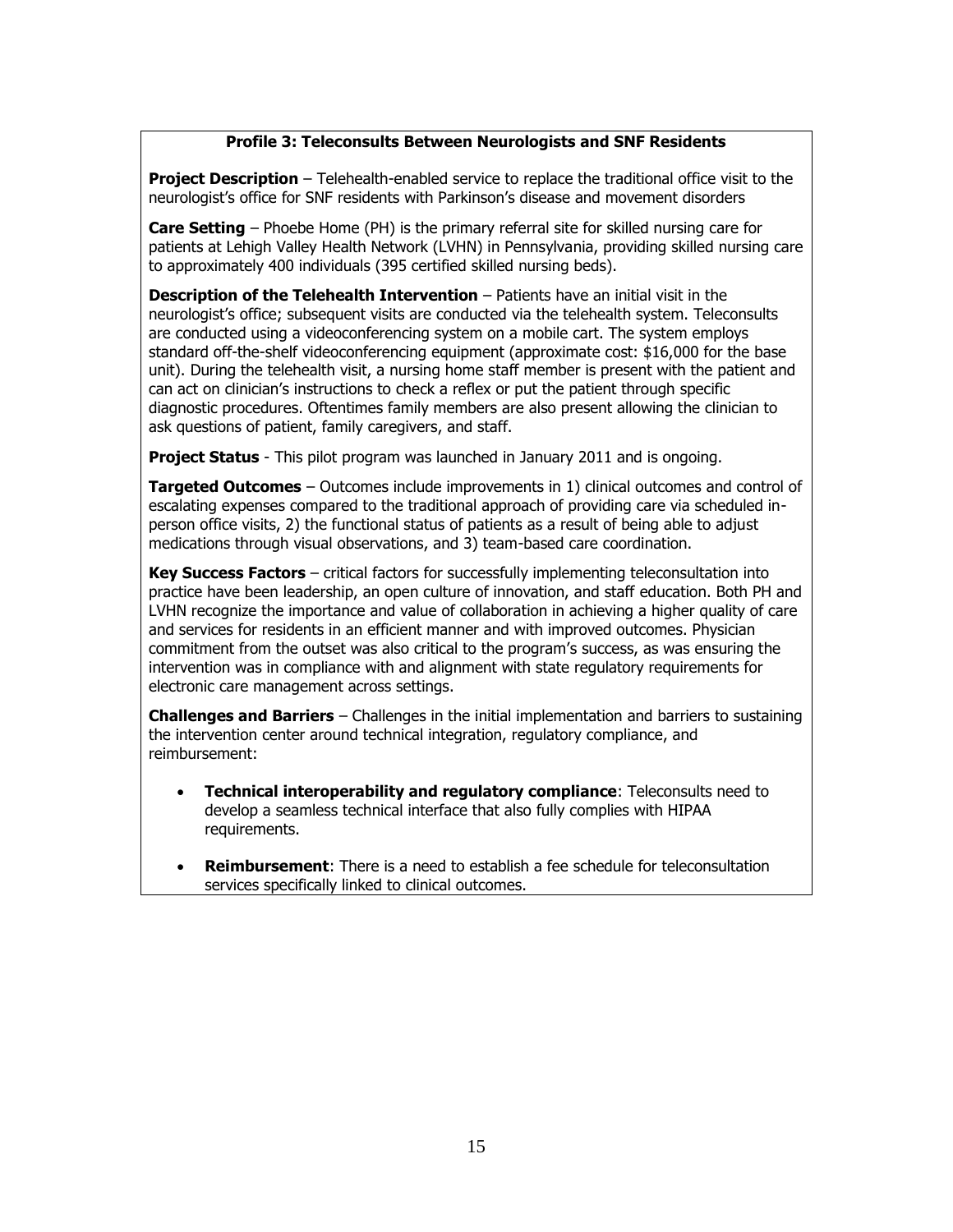### Profile 3: Teleconsults Between Neurologists and SNF Residents

**Project Description** – Telehealth-enabled service to replace the traditional office visit to the neurologist's office for SNF residents with Parkinson's disease and movement disorders

**Care Setting** – Phoebe Home (PH) is the primary referral site for skilled nursing care for patients at Lehigh Valley Health Network (LVHN) in Pennsylvania, providing skilled nursing care to approximately 400 individuals (395 certified skilled nursing beds).

**Description of the Telehealth Intervention** – Patients have an initial visit in the neurologist's office; subsequent visits are conducted via the telehealth system. Teleconsults are conducted using a videoconferencing system on a mobile cart. The system employs standard off-the-shelf videoconferencing equipment (approximate cost: $16,000 for the base unit). During the telehealth visit, a nursing home staff member is present with the patient and can act on clinician's instructions to check a reflex or put the patient through specific diagnostic procedures. Oftentimes family members are also present allowing the clinician to ask questions of patient, family caregivers, and staff.

**Project Status** - This pilot program was launched in January 2011 and is ongoing.

**Targeted Outcomes** – Outcomes include improvements in 1) clinical outcomes and control of escalating expenses compared to the traditional approach of providing care via scheduled in-person office visits, 2) the functional status of patients as a result of being able to adjust medications through visual observations, and 3) team-based care coordination.

**Key Success Factors** – critical factors for successfully implementing teleconsultation into practice have been leadership, an open culture of innovation, and staff education. Both PH and LVHN recognize the importance and value of collaboration in achieving a higher quality of care and services for residents in an efficient manner and with improved outcomes. Physician commitment from the outset was also critical to the program's success, as was ensuring the intervention was in compliance with and alignment with state regulatory requirements for electronic care management across settings.

**Challenges and Barriers** – Challenges in the initial implementation and barriers to sustaining the intervention center around technical integration, regulatory compliance, and reimbursement:

- **Technical interoperability and regulatory compliance**: Teleconsults need to develop a seamless technical interface that also fully complies with HIPAA requirements.
- **Reimbursement**: There is a need to establish a fee schedule for teleconsultation services specifically linked to clinical outcomes.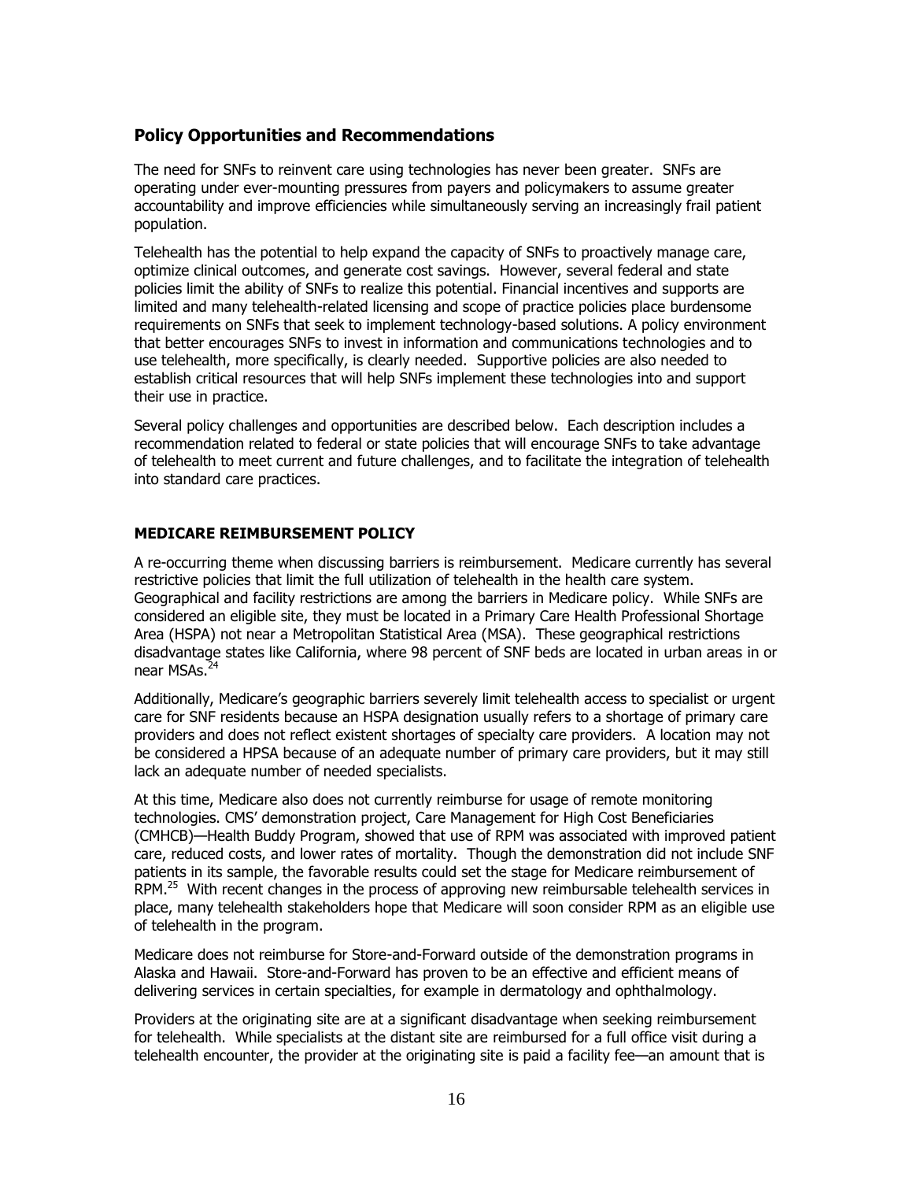## Policy Opportunities and Recommendations

The need for SNFs to reinvent care using technologies has never been greater. SNFs are operating under ever-mounting pressures from payers and policymakers to assume greater accountability and improve efficiencies while simultaneously serving an increasingly frail patient population.

Telehealth has the potential to help expand the capacity of SNFs to proactively manage care, optimize clinical outcomes, and generate cost savings. However, several federal and state policies limit the ability of SNFs to realize this potential. Financial incentives and supports are limited and many telehealth-related licensing and scope of practice policies place burdensome requirements on SNFs that seek to implement technology-based solutions. A policy environment that better encourages SNFs to invest in information and communications technologies and to use telehealth, more specifically, is clearly needed. Supportive policies are also needed to establish critical resources that will help SNFs implement these technologies into and support their use in practice.

Several policy challenges and opportunities are described below. Each description includes a recommendation related to federal or state policies that will encourage SNFs to take advantage of telehealth to meet current and future challenges, and to facilitate the integration of telehealth into standard care practices.

### MEDICARE REIMBURSEMENT POLICY

A re-occurring theme when discussing barriers is reimbursement. Medicare currently has several restrictive policies that limit the full utilization of telehealth in the health care system. Geographical and facility restrictions are among the barriers in Medicare policy. While SNFs are considered an eligible site, they must be located in a Primary Care Health Professional Shortage Area (HSPA) not near a Metropolitan Statistical Area (MSA). These geographical restrictions disadvantage states like California, where 98 percent of SNF beds are located in urban areas in or near MSAs.[24]

Additionally, Medicare's geographic barriers severely limit telehealth access to specialist or urgent care for SNF residents because an HSPA designation usually refers to a shortage of primary care providers and does not reflect existent shortages of specialty care providers. A location may not be considered a HPSA because of an adequate number of primary care providers, but it may still lack an adequate number of needed specialists.

At this time, Medicare also does not currently reimburse for usage of remote monitoring technologies. CMS' demonstration project, Care Management for High Cost Beneficiaries (CMHCB)—Health Buddy Program, showed that use of RPM was associated with improved patient care, reduced costs, and lower rates of mortality. Though the demonstration did not include SNF patients in its sample, the favorable results could set the stage for Medicare reimbursement of RPM.[25] With recent changes in the process of approving new reimbursable telehealth services in place, many telehealth stakeholders hope that Medicare will soon consider RPM as an eligible use of telehealth in the program.

Medicare does not reimburse for Store-and-Forward outside of the demonstration programs in Alaska and Hawaii. Store-and-Forward has proven to be an effective and efficient means of delivering services in certain specialties, for example in dermatology and ophthalmology.

Providers at the originating site are at a significant disadvantage when seeking reimbursement for telehealth. While specialists at the distant site are reimbursed for a full office visit during a telehealth encounter, the provider at the originating site is paid a facility fee—an amount that is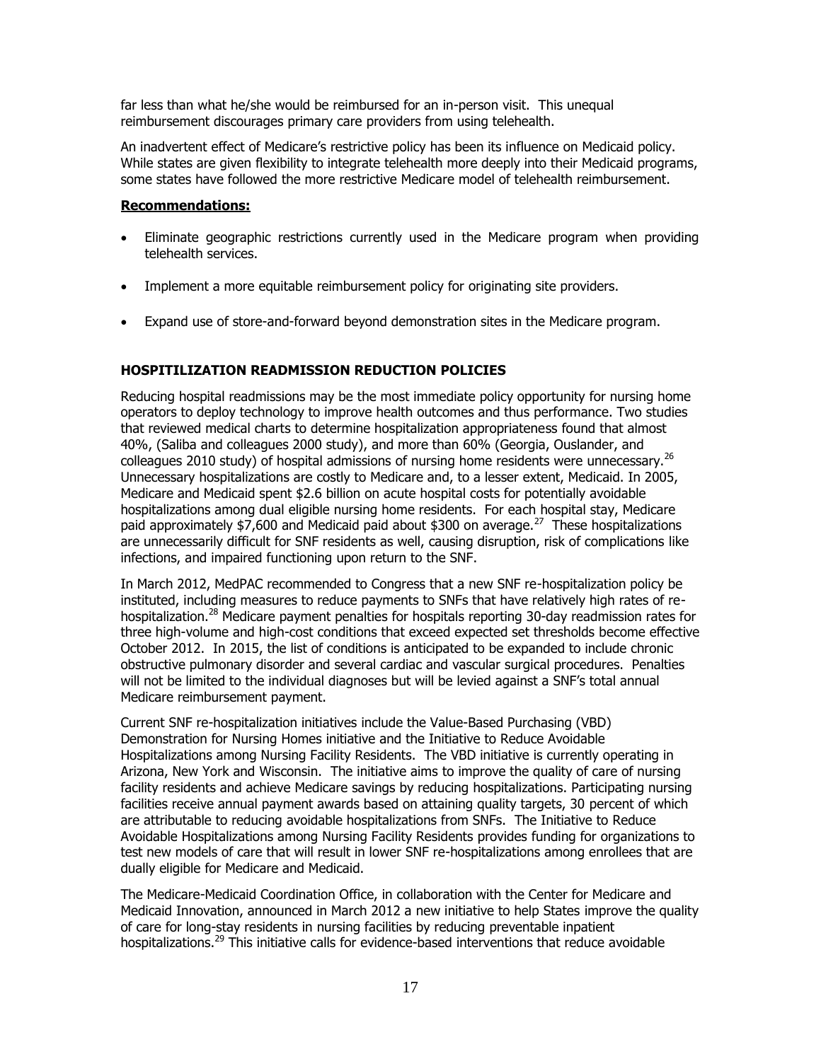far less than what he/she would be reimbursed for an in-person visit. This unequal reimbursement discourages primary care providers from using telehealth.

An inadvertent effect of Medicare's restrictive policy has been its influence on Medicaid policy. While states are given flexibility to integrate telehealth more deeply into their Medicaid programs, some states have followed the more restrictive Medicare model of telehealth reimbursement.

**Recommendations:**

- Eliminate geographic restrictions currently used in the Medicare program when providing telehealth services.
- Implement a more equitable reimbursement policy for originating site providers.
- Expand use of store-and-forward beyond demonstration sites in the Medicare program.

### HOSPITILIZATION READMISSION REDUCTION POLICIES

Reducing hospital readmissions may be the most immediate policy opportunity for nursing home operators to deploy technology to improve health outcomes and thus performance. Two studies that reviewed medical charts to determine hospitalization appropriateness found that almost 40%, (Saliba and colleagues 2000 study), and more than 60% (Georgia, Ouslander, and colleagues 2010 study) of hospital admissions of nursing home residents were unnecessary.[26] Unnecessary hospitalizations are costly to Medicare and, to a lesser extent, Medicaid. In 2005, Medicare and Medicaid spent $2.6 billion on acute hospital costs for potentially avoidable hospitalizations among dual eligible nursing home residents. For each hospital stay, Medicare paid approximately $7,600 and Medicaid paid about $300 on average.[27] These hospitalizations are unnecessarily difficult for SNF residents as well, causing disruption, risk of complications like infections, and impaired functioning upon return to the SNF.

In March 2012, MedPAC recommended to Congress that a new SNF re-hospitalization policy be instituted, including measures to reduce payments to SNFs that have relatively high rates of re-hospitalization.[28] Medicare payment penalties for hospitals reporting 30-day readmission rates for three high-volume and high-cost conditions that exceed expected set thresholds become effective October 2012. In 2015, the list of conditions is anticipated to be expanded to include chronic obstructive pulmonary disorder and several cardiac and vascular surgical procedures. Penalties will not be limited to the individual diagnoses but will be levied against a SNF's total annual Medicare reimbursement payment.

Current SNF re-hospitalization initiatives include the Value-Based Purchasing (VBD) Demonstration for Nursing Homes initiative and the Initiative to Reduce Avoidable Hospitalizations among Nursing Facility Residents. The VBD initiative is currently operating in Arizona, New York and Wisconsin. The initiative aims to improve the quality of care of nursing facility residents and achieve Medicare savings by reducing hospitalizations. Participating nursing facilities receive annual payment awards based on attaining quality targets, 30 percent of which are attributable to reducing avoidable hospitalizations from SNFs. The Initiative to Reduce Avoidable Hospitalizations among Nursing Facility Residents provides funding for organizations to test new models of care that will result in lower SNF re-hospitalizations among enrollees that are dually eligible for Medicare and Medicaid.

The Medicare-Medicaid Coordination Office, in collaboration with the Center for Medicare and Medicaid Innovation, announced in March 2012 a new initiative to help States improve the quality of care for long-stay residents in nursing facilities by reducing preventable inpatient hospitalizations.[29] This initiative calls for evidence-based interventions that reduce avoidable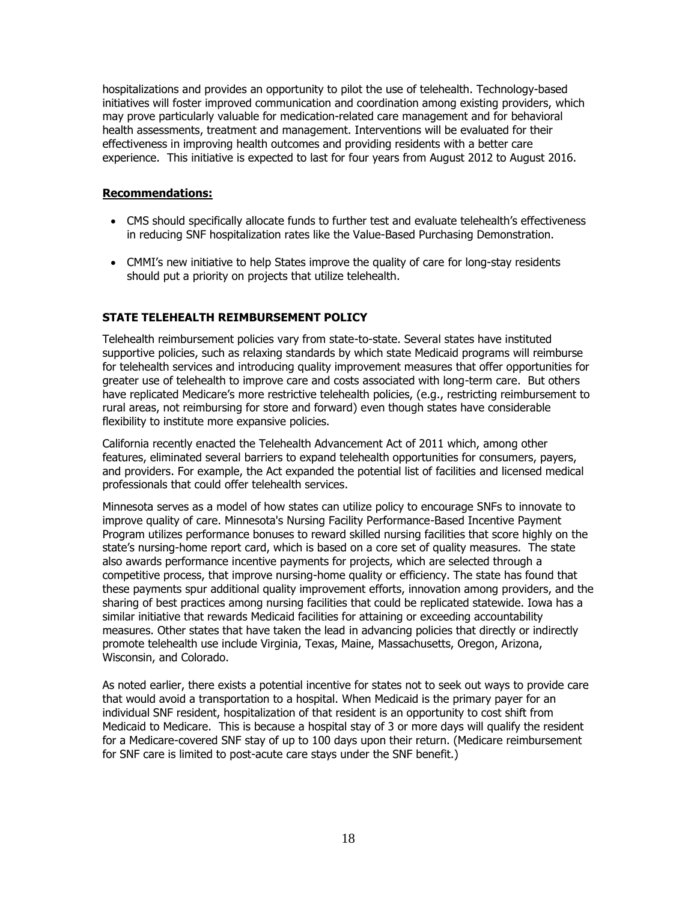hospitalizations and provides an opportunity to pilot the use of telehealth. Technology-based initiatives will foster improved communication and coordination among existing providers, which may prove particularly valuable for medication-related care management and for behavioral health assessments, treatment and management. Interventions will be evaluated for their effectiveness in improving health outcomes and providing residents with a better care experience. This initiative is expected to last for four years from August 2012 to August 2016.

**Recommendations:**

- CMS should specifically allocate funds to further test and evaluate telehealth's effectiveness in reducing SNF hospitalization rates like the Value-Based Purchasing Demonstration.
- CMMI's new initiative to help States improve the quality of care for long-stay residents should put a priority on projects that utilize telehealth.

### STATE TELEHEALTH REIMBURSEMENT POLICY

Telehealth reimbursement policies vary from state-to-state. Several states have instituted supportive policies, such as relaxing standards by which state Medicaid programs will reimburse for telehealth services and introducing quality improvement measures that offer opportunities for greater use of telehealth to improve care and costs associated with long-term care. But others have replicated Medicare's more restrictive telehealth policies, (e.g., restricting reimbursement to rural areas, not reimbursing for store and forward) even though states have considerable flexibility to institute more expansive policies.

California recently enacted the Telehealth Advancement Act of 2011 which, among other features, eliminated several barriers to expand telehealth opportunities for consumers, payers, and providers. For example, the Act expanded the potential list of facilities and licensed medical professionals that could offer telehealth services.

Minnesota serves as a model of how states can utilize policy to encourage SNFs to innovate to improve quality of care. Minnesota's Nursing Facility Performance-Based Incentive Payment Program utilizes performance bonuses to reward skilled nursing facilities that score highly on the state's nursing-home report card, which is based on a core set of quality measures. The state also awards performance incentive payments for projects, which are selected through a competitive process, that improve nursing-home quality or efficiency. The state has found that these payments spur additional quality improvement efforts, innovation among providers, and the sharing of best practices among nursing facilities that could be replicated statewide. Iowa has a similar initiative that rewards Medicaid facilities for attaining or exceeding accountability measures. Other states that have taken the lead in advancing policies that directly or indirectly promote telehealth use include Virginia, Texas, Maine, Massachusetts, Oregon, Arizona, Wisconsin, and Colorado.

As noted earlier, there exists a potential incentive for states not to seek out ways to provide care that would avoid a transportation to a hospital. When Medicaid is the primary payer for an individual SNF resident, hospitalization of that resident is an opportunity to cost shift from Medicaid to Medicare. This is because a hospital stay of 3 or more days will qualify the resident for a Medicare-covered SNF stay of up to 100 days upon their return. (Medicare reimbursement for SNF care is limited to post-acute care stays under the SNF benefit.)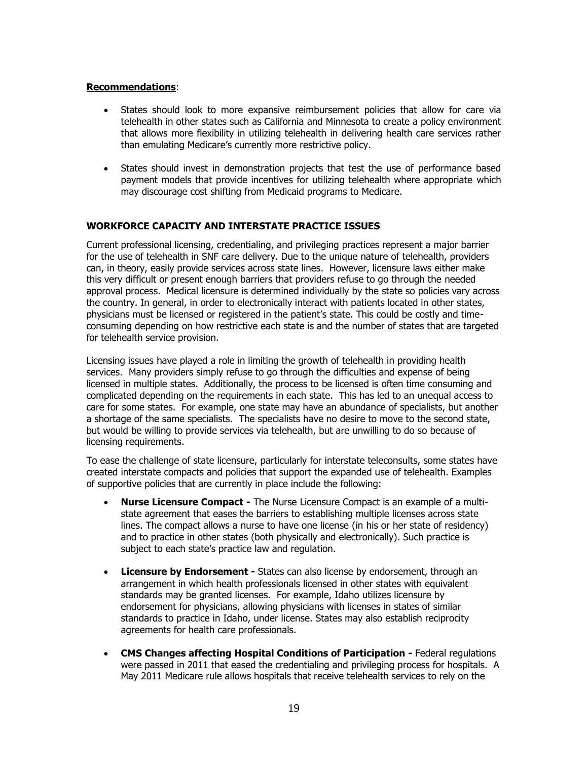**Recommendations**:

- States should look to more expansive reimbursement policies that allow for care via telehealth in other states such as California and Minnesota to create a policy environment that allows more flexibility in utilizing telehealth in delivering health care services rather than emulating Medicare's currently more restrictive policy.

- States should invest in demonstration projects that test the use of performance based payment models that provide incentives for utilizing telehealth where appropriate which may discourage cost shifting from Medicaid programs to Medicare.

### WORKFORCE CAPACITY AND INTERSTATE PRACTICE ISSUES

Current professional licensing, credentialing, and privileging practices represent a major barrier for the use of telehealth in SNF care delivery. Due to the unique nature of telehealth, providers can, in theory, easily provide services across state lines. However, licensure laws either make this very difficult or present enough barriers that providers refuse to go through the needed approval process. Medical licensure is determined individually by the state so policies vary across the country. In general, in order to electronically interact with patients located in other states, physicians must be licensed or registered in the patient's state. This could be costly and time-consuming depending on how restrictive each state is and the number of states that are targeted for telehealth service provision.

Licensing issues have played a role in limiting the growth of telehealth in providing health services. Many providers simply refuse to go through the difficulties and expense of being licensed in multiple states. Additionally, the process to be licensed is often time consuming and complicated depending on the requirements in each state. This has led to an unequal access to care for some states. For example, one state may have an abundance of specialists, but another a shortage of the same specialists. The specialists have no desire to move to the second state, but would be willing to provide services via telehealth, but are unwilling to do so because of licensing requirements.

To ease the challenge of state licensure, particularly for interstate teleconsults, some states have created interstate compacts and policies that support the expanded use of telehealth. Examples of supportive policies that are currently in place include the following:

- **Nurse Licensure Compact -** The Nurse Licensure Compact is an example of a multi-state agreement that eases the barriers to establishing multiple licenses across state lines. The compact allows a nurse to have one license (in his or her state of residency) and to practice in other states (both physically and electronically). Such practice is subject to each state's practice law and regulation.

- **Licensure by Endorsement -** States can also license by endorsement, through an arrangement in which health professionals licensed in other states with equivalent standards may be granted licenses. For example, Idaho utilizes licensure by endorsement for physicians, allowing physicians with licenses in states of similar standards to practice in Idaho, under license. States may also establish reciprocity agreements for health care professionals.

- **CMS Changes affecting Hospital Conditions of Participation -** Federal regulations were passed in 2011 that eased the credentialing and privileging process for hospitals. A May 2011 Medicare rule allows hospitals that receive telehealth services to rely on the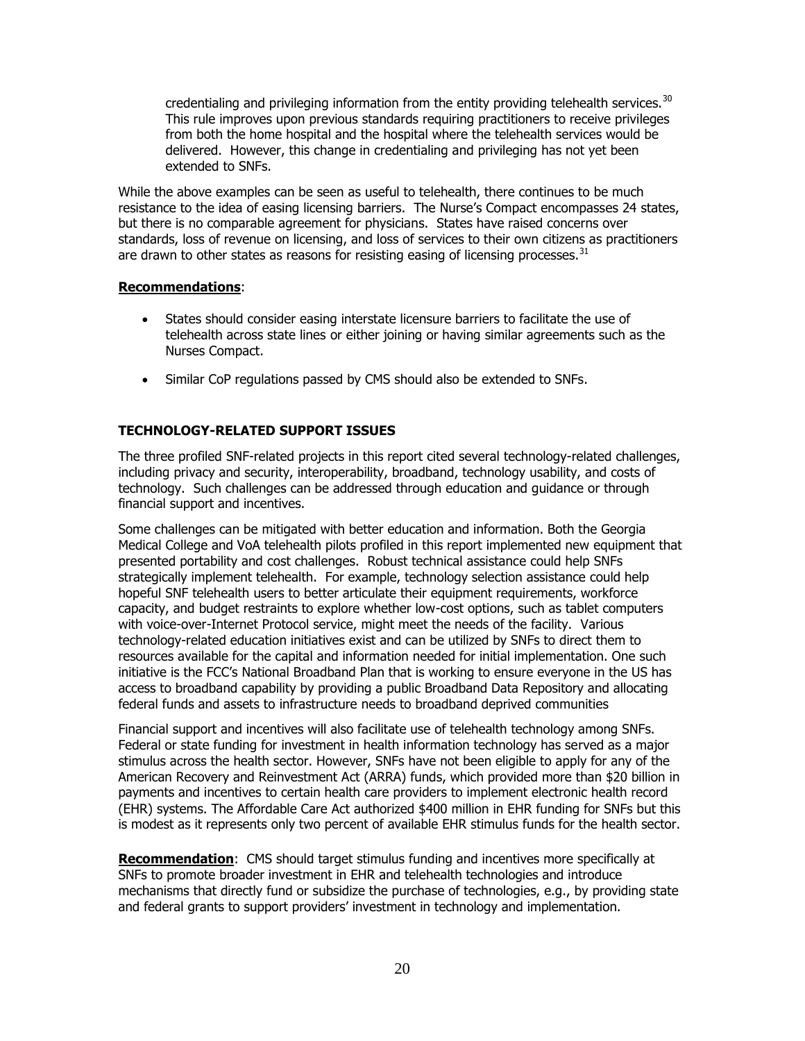credentialing and privileging information from the entity providing telehealth services.[30] This rule improves upon previous standards requiring practitioners to receive privileges from both the home hospital and the hospital where the telehealth services would be delivered. However, this change in credentialing and privileging has not yet been extended to SNFs.

While the above examples can be seen as useful to telehealth, there continues to be much resistance to the idea of easing licensing barriers. The Nurse's Compact encompasses 24 states, but there is no comparable agreement for physicians. States have raised concerns over standards, loss of revenue on licensing, and loss of services to their own citizens as practitioners are drawn to other states as reasons for resisting easing of licensing processes.[31]

**Recommendations**:

- States should consider easing interstate licensure barriers to facilitate the use of telehealth across state lines or either joining or having similar agreements such as the Nurses Compact.
- Similar CoP regulations passed by CMS should also be extended to SNFs.

### TECHNOLOGY-RELATED SUPPORT ISSUES

The three profiled SNF-related projects in this report cited several technology-related challenges, including privacy and security, interoperability, broadband, technology usability, and costs of technology. Such challenges can be addressed through education and guidance or through financial support and incentives.

Some challenges can be mitigated with better education and information. Both the Georgia Medical College and VoA telehealth pilots profiled in this report implemented new equipment that presented portability and cost challenges. Robust technical assistance could help SNFs strategically implement telehealth. For example, technology selection assistance could help hopeful SNF telehealth users to better articulate their equipment requirements, workforce capacity, and budget restraints to explore whether low-cost options, such as tablet computers with voice-over-Internet Protocol service, might meet the needs of the facility. Various technology-related education initiatives exist and can be utilized by SNFs to direct them to resources available for the capital and information needed for initial implementation. One such initiative is the FCC's National Broadband Plan that is working to ensure everyone in the US has access to broadband capability by providing a public Broadband Data Repository and allocating federal funds and assets to infrastructure needs to broadband deprived communities

Financial support and incentives will also facilitate use of telehealth technology among SNFs. Federal or state funding for investment in health information technology has served as a major stimulus across the health sector. However, SNFs have not been eligible to apply for any of the American Recovery and Reinvestment Act (ARRA) funds, which provided more than $20 billion in payments and incentives to certain health care providers to implement electronic health record (EHR) systems. The Affordable Care Act authorized $400 million in EHR funding for SNFs but this is modest as it represents only two percent of available EHR stimulus funds for the health sector.

**Recommendation**: CMS should target stimulus funding and incentives more specifically at SNFs to promote broader investment in EHR and telehealth technologies and introduce mechanisms that directly fund or subsidize the purchase of technologies, e.g., by providing state and federal grants to support providers' investment in technology and implementation.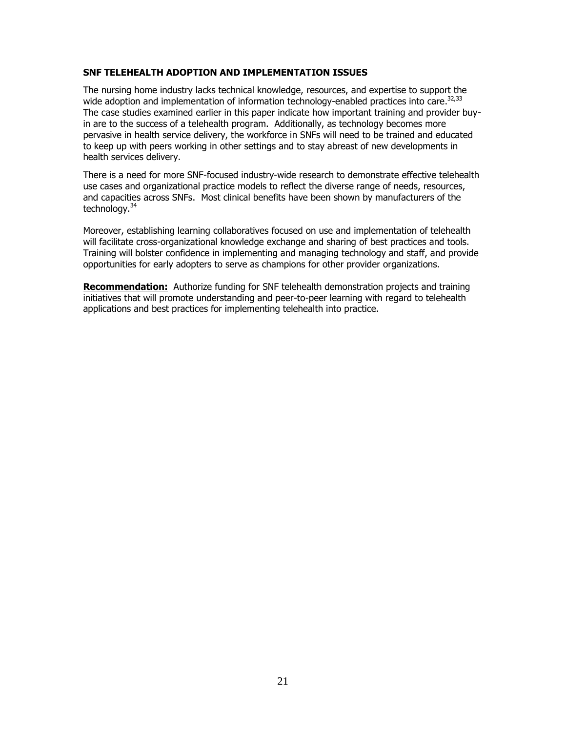## SNF TELEHEALTH ADOPTION AND IMPLEMENTATION ISSUES

The nursing home industry lacks technical knowledge, resources, and expertise to support the wide adoption and implementation of information technology-enabled practices into care.[32,33] The case studies examined earlier in this paper indicate how important training and provider buy-in are to the success of a telehealth program. Additionally, as technology becomes more pervasive in health service delivery, the workforce in SNFs will need to be trained and educated to keep up with peers working in other settings and to stay abreast of new developments in health services delivery.

There is a need for more SNF-focused industry-wide research to demonstrate effective telehealth use cases and organizational practice models to reflect the diverse range of needs, resources, and capacities across SNFs. Most clinical benefits have been shown by manufacturers of the technology.[34]

Moreover, establishing learning collaboratives focused on use and implementation of telehealth will facilitate cross-organizational knowledge exchange and sharing of best practices and tools. Training will bolster confidence in implementing and managing technology and staff, and provide opportunities for early adopters to serve as champions for other provider organizations.

**Recommendation:** Authorize funding for SNF telehealth demonstration projects and training initiatives that will promote understanding and peer-to-peer learning with regard to telehealth applications and best practices for implementing telehealth into practice.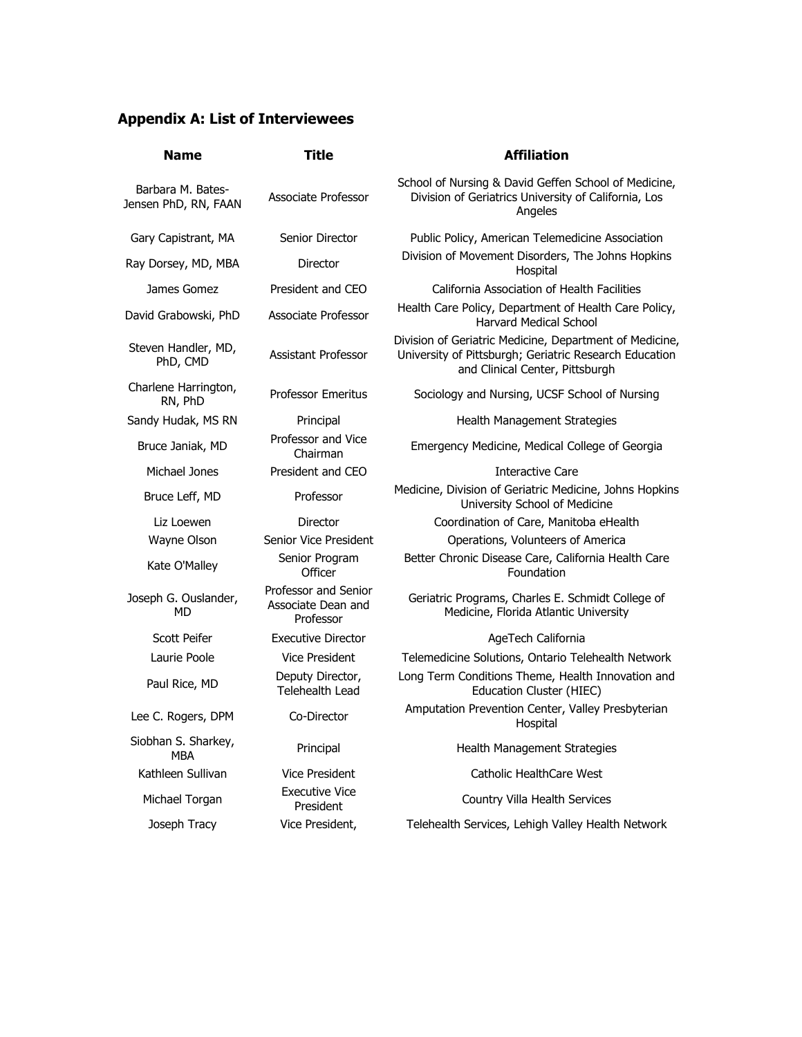## Appendix A: List of Interviewees

| Name | Title | Affiliation |
|---|---|---|
| Barbara M. Bates-Jensen PhD, RN, FAAN | Associate Professor | School of Nursing & David Geffen School of Medicine, Division of Geriatrics University of California, Los Angeles |
| Gary Capistrant, MA | Senior Director | Public Policy, American Telemedicine Association |
| Ray Dorsey, MD, MBA | Director | Division of Movement Disorders, The Johns Hopkins Hospital |
| James Gomez | President and CEO | California Association of Health Facilities |
| David Grabowski, PhD | Associate Professor | Health Care Policy, Department of Health Care Policy, Harvard Medical School |
| Steven Handler, MD, PhD, CMD | Assistant Professor | Division of Geriatric Medicine, Department of Medicine, University of Pittsburgh; Geriatric Research Education and Clinical Center, Pittsburgh |
| Charlene Harrington, RN, PhD | Professor Emeritus | Sociology and Nursing, UCSF School of Nursing |
| Sandy Hudak, MS RN | Principal | Health Management Strategies |
| Bruce Janiak, MD | Professor and Vice Chairman | Emergency Medicine, Medical College of Georgia |
| Michael Jones | President and CEO | Interactive Care |
| Bruce Leff, MD | Professor | Medicine, Division of Geriatric Medicine, Johns Hopkins University School of Medicine |
| Liz Loewen | Director | Coordination of Care, Manitoba eHealth |
| Wayne Olson | Senior Vice President | Operations, Volunteers of America |
| Kate O'Malley | Senior Program Officer | Better Chronic Disease Care, California Health Care Foundation |
| Joseph G. Ouslander, MD | Professor and Senior Associate Dean and Professor | Geriatric Programs, Charles E. Schmidt College of Medicine, Florida Atlantic University |
| Scott Peifer | Executive Director | AgeTech California |
| Laurie Poole | Vice President | Telemedicine Solutions, Ontario Telehealth Network |
| Paul Rice, MD | Deputy Director, Telehealth Lead | Long Term Conditions Theme, Health Innovation and Education Cluster (HIEC) |
| Lee C. Rogers, DPM | Co-Director | Amputation Prevention Center, Valley Presbyterian Hospital |
| Siobhan S. Sharkey, MBA | Principal | Health Management Strategies |
| Kathleen Sullivan | Vice President | Catholic HealthCare West |
| Michael Torgan | Executive Vice President | Country Villa Health Services |
| Joseph Tracy | Vice President, | Telehealth Services, Lehigh Valley Health Network |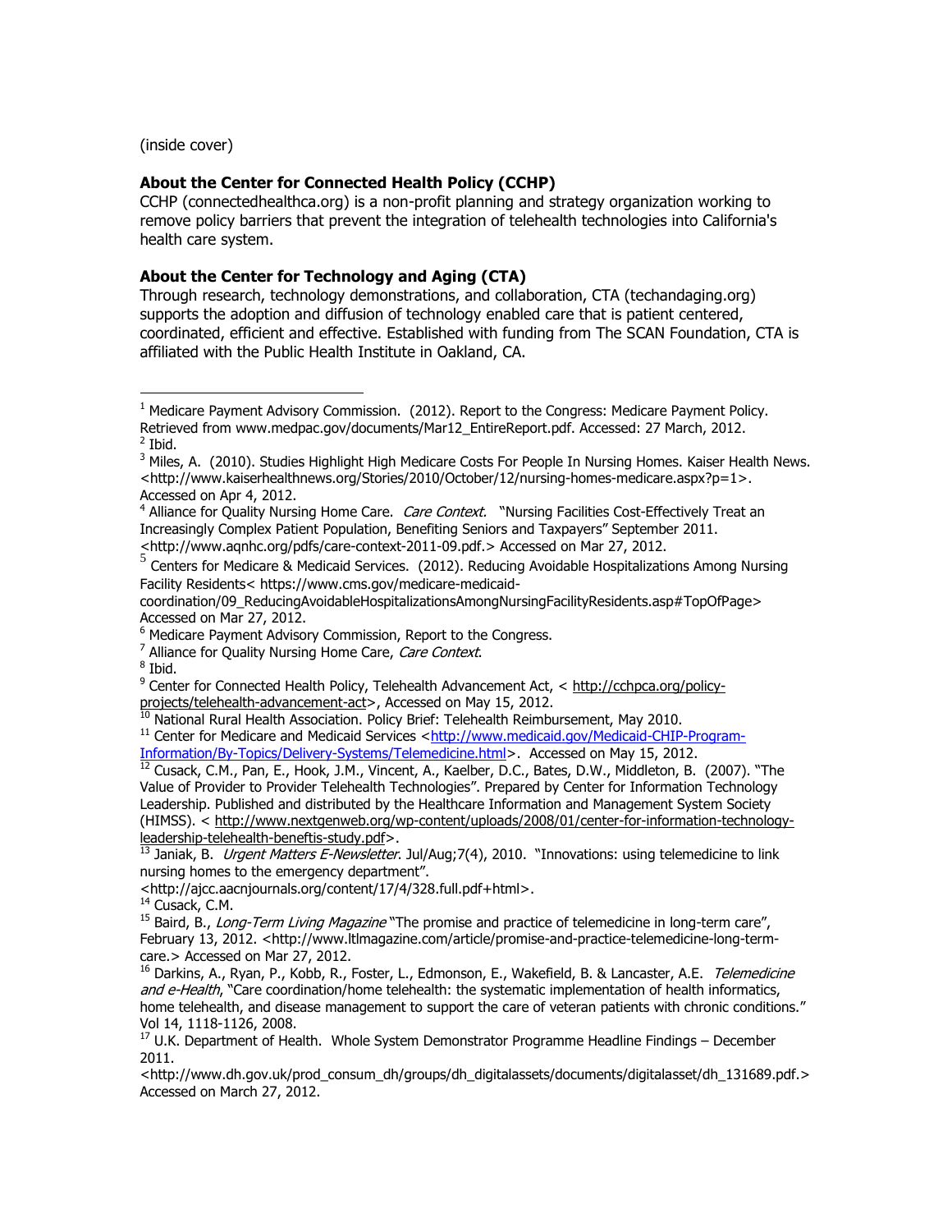(inside cover)

**About the Center for Connected Health Policy (CCHP)**
CCHP (connectedhealthca.org) is a non-profit planning and strategy organization working to remove policy barriers that prevent the integration of telehealth technologies into California's health care system.

**About the Center for Technology and Aging (CTA)**
Through research, technology demonstrations, and collaboration, CTA (techandaging.org) supports the adoption and diffusion of technology enabled care that is patient centered, coordinated, efficient and effective. Established with funding from The SCAN Foundation, CTA is affiliated with the Public Health Institute in Oakland, CA.

---

[1] Medicare Payment Advisory Commission. (2012). Report to the Congress: Medicare Payment Policy. Retrieved from www.medpac.gov/documents/Mar12_EntireReport.pdf. Accessed: 27 March, 2012.
[2] Ibid.
[3] Miles, A. (2010). Studies Highlight High Medicare Costs For People In Nursing Homes. Kaiser Health News. <http://www.kaiserhealthnews.org/Stories/2010/October/12/nursing-homes-medicare.aspx?p=1>. Accessed on Apr 4, 2012.
[4] Alliance for Quality Nursing Home Care. *Care Context.* "Nursing Facilities Cost-Effectively Treat an Increasingly Complex Patient Population, Benefiting Seniors and Taxpayers" September 2011. <http://www.aqnhc.org/pdfs/care-context-2011-09.pdf.> Accessed on Mar 27, 2012.
[5] Centers for Medicare & Medicaid Services. (2012). Reducing Avoidable Hospitalizations Among Nursing Facility Residents< https://www.cms.gov/medicare-medicaid-coordination/09_ReducingAvoidableHospitalizationsAmongNursingFacilityResidents.asp#TopOfPage> Accessed on Mar 27, 2012.
[6] Medicare Payment Advisory Commission, Report to the Congress.
[7] Alliance for Quality Nursing Home Care, *Care Context*.
[8] Ibid.
[9] Center for Connected Health Policy, Telehealth Advancement Act, < http://cchpca.org/policy-projects/telehealth-advancement-act>, Accessed on May 15, 2012.
[10] National Rural Health Association. Policy Brief: Telehealth Reimbursement, May 2010.
[11] Center for Medicare and Medicaid Services <http://www.medicaid.gov/Medicaid-CHIP-Program-Information/By-Topics/Delivery-Systems/Telemedicine.html>. Accessed on May 15, 2012.
[12] Cusack, C.M., Pan, E., Hook, J.M., Vincent, A., Kaelber, D.C., Bates, D.W., Middleton, B. (2007). "The Value of Provider to Provider Telehealth Technologies". Prepared by Center for Information Technology Leadership. Published and distributed by the Healthcare Information and Management System Society (HIMSS). < http://www.nextgenweb.org/wp-content/uploads/2008/01/center-for-information-technology-leadership-telehealth-benefits-study.pdf>.
[13] Janiak, B. *Urgent Matters E-Newsletter*. Jul/Aug;7(4), 2010. "Innovations: using telemedicine to link nursing homes to the emergency department". <http://ajcc.aacnjournals.org/content/17/4/328.full.pdf+html>.
[14] Cusack, C.M.
[15] Baird, B., *Long-Term Living Magazine* "The promise and practice of telemedicine in long-term care", February 13, 2012. <http://www.ltlmagazine.com/article/promise-and-practice-telemedicine-long-term-care.> Accessed on Mar 27, 2012.
[16] Darkins, A., Ryan, P., Kobb, R., Foster, L., Edmonson, E., Wakefield, B. & Lancaster, A.E. *Telemedicine and e-Health*, "Care coordination/home telehealth: the systematic implementation of health informatics, home telehealth, and disease management to support the care of veteran patients with chronic conditions." Vol 14, 1118-1126, 2008.
[17] U.K. Department of Health. Whole System Demonstrator Programme Headline Findings – December 2011. <http://www.dh.gov.uk/prod_consum_dh/groups/dh_digitalassets/documents/digitalasset/dh_131689.pdf.> Accessed on March 27, 2012.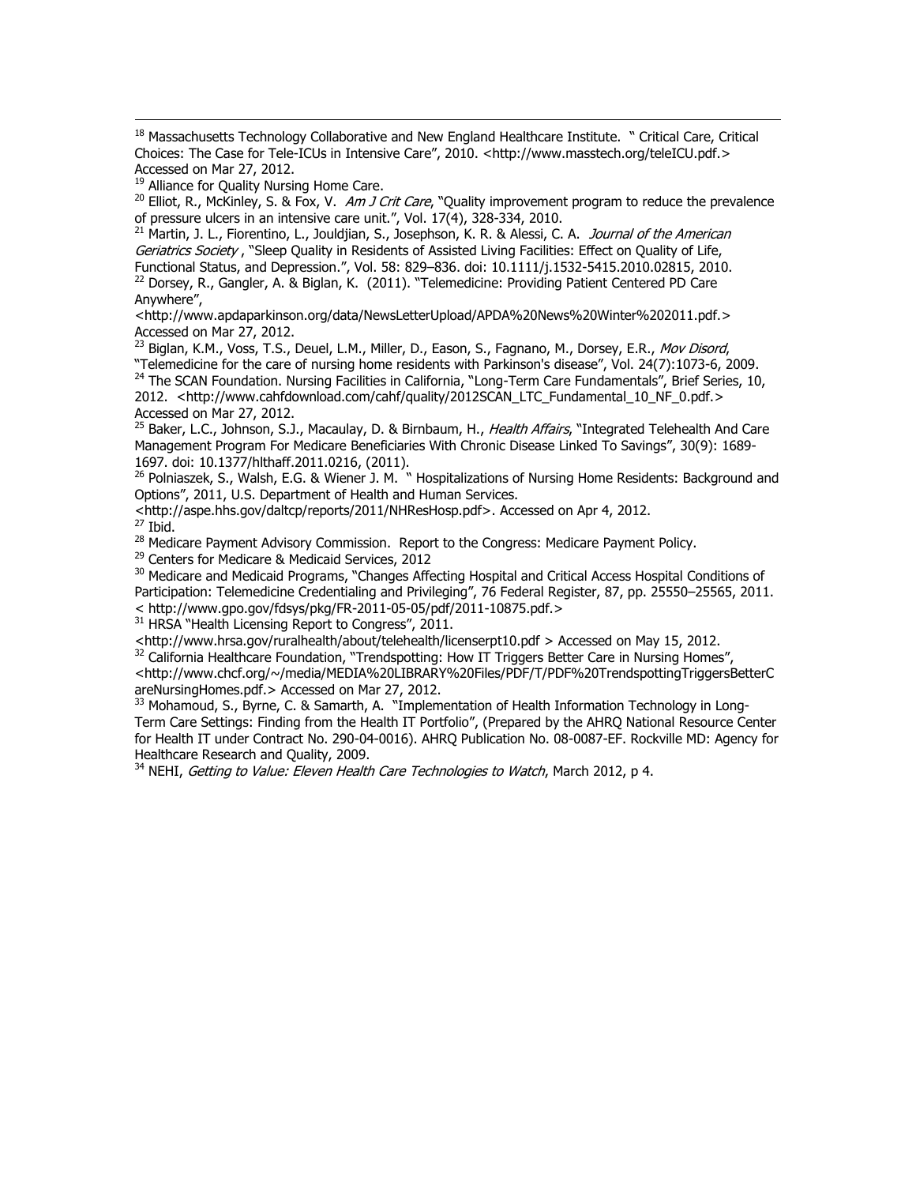[18] Massachusetts Technology Collaborative and New England Healthcare Institute. " Critical Care, Critical Choices: The Case for Tele-ICUs in Intensive Care", 2010. <http://www.masstech.org/teleICU.pdf.> Accessed on Mar 27, 2012.

[19] Alliance for Quality Nursing Home Care.

[20] Elliot, R., McKinley, S. & Fox, V. *Am J Crit Care*, "Quality improvement program to reduce the prevalence of pressure ulcers in an intensive care unit.", Vol. 17(4), 328-334, 2010.

[21] Martin, J. L., Fiorentino, L., Jouldjian, S., Josephson, K. R. & Alessi, C. A. *Journal of the American Geriatrics Society* , "Sleep Quality in Residents of Assisted Living Facilities: Effect on Quality of Life, Functional Status, and Depression.", Vol. 58: 829–836. doi: 10.1111/j.1532-5415.2010.02815, 2010.

[22] Dorsey, R., Gangler, A. & Biglan, K. (2011). "Telemedicine: Providing Patient Centered PD Care Anywhere", <http://www.apdaparkinson.org/data/NewsLetterUpload/APDA%20News%20Winter%202011.pdf.> Accessed on Mar 27, 2012.

[23] Biglan, K.M., Voss, T.S., Deuel, L.M., Miller, D., Eason, S., Fagnano, M., Dorsey, E.R., *Mov Disord*, "Telemedicine for the care of nursing home residents with Parkinson's disease", Vol. 24(7):1073-6, 2009.

[24] The SCAN Foundation. Nursing Facilities in California, "Long-Term Care Fundamentals", Brief Series, 10, 2012. <http://www.cahfdownload.com/cahf/quality/2012SCAN_LTC_Fundamental_10_NF_0.pdf.> Accessed on Mar 27, 2012.

[25] Baker, L.C., Johnson, S.J., Macaulay, D. & Birnbaum, H., *Health Affairs*, "Integrated Telehealth And Care Management Program For Medicare Beneficiaries With Chronic Disease Linked To Savings", 30(9): 1689-1697. doi: 10.1377/hlthaff.2011.0216, (2011).

[26] Polniaszek, S., Walsh, E.G. & Wiener J. M. " Hospitalizations of Nursing Home Residents: Background and Options", 2011, U.S. Department of Health and Human Services. <http://aspe.hhs.gov/daltcp/reports/2011/NHResHosp.pdf>. Accessed on Apr 4, 2012.

[27] Ibid.

[28] Medicare Payment Advisory Commission. Report to the Congress: Medicare Payment Policy.

[29] Centers for Medicare & Medicaid Services, 2012

[30] Medicare and Medicaid Programs, "Changes Affecting Hospital and Critical Access Hospital Conditions of Participation: Telemedicine Credentialing and Privileging", 76 Federal Register, 87, pp. 25550–25565, 2011. < http://www.gpo.gov/fdsys/pkg/FR-2011-05-05/pdf/2011-10875.pdf.>

[31] HRSA "Health Licensing Report to Congress", 2011. <http://www.hrsa.gov/ruralhealth/about/telehealth/licenserpt10.pdf > Accessed on May 15, 2012.

[32] California Healthcare Foundation, "Trendspotting: How IT Triggers Better Care in Nursing Homes", <http://www.chcf.org/~/media/MEDIA%20LIBRARY%20Files/PDF/T/PDF%20TrendspottingTriggersBetterCareNursingHomes.pdf.> Accessed on Mar 27, 2012.

[33] Mohamoud, S., Byrne, C. & Samarth, A. "Implementation of Health Information Technology in Long-Term Care Settings: Finding from the Health IT Portfolio", (Prepared by the AHRQ National Resource Center for Health IT under Contract No. 290-04-0016). AHRQ Publication No. 08-0087-EF. Rockville MD: Agency for Healthcare Research and Quality, 2009.

[34] NEHI, *Getting to Value: Eleven Health Care Technologies to Watch*, March 2012, p 4.